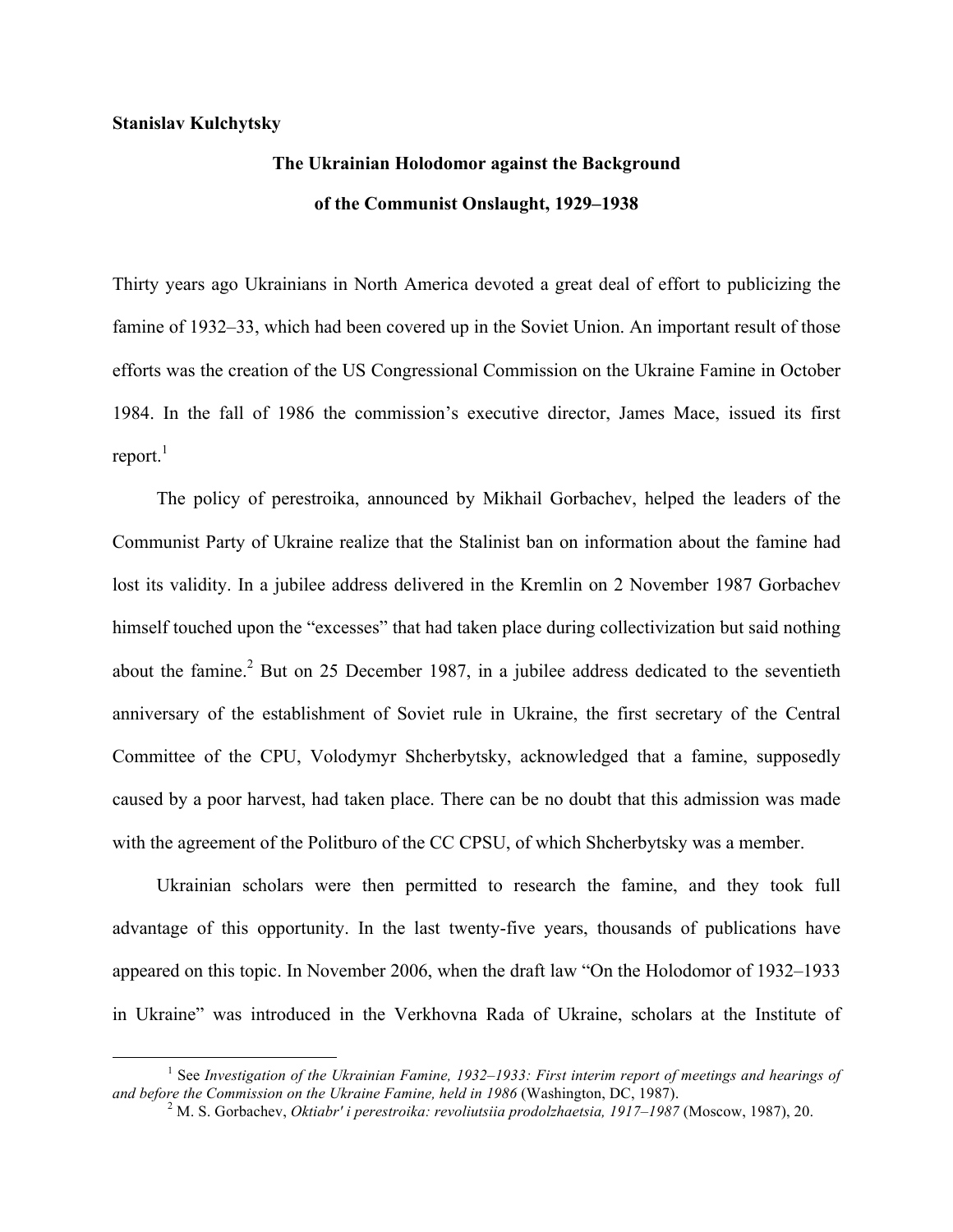**Stanislav Kulchytsky**

# The Ukrainian Holodomor against the Background of the Communist Onslaught, 1929–1938

Thirty years ago Ukrainians in North America devoted a great deal of effort to publicizing the famine of 1932–33, which had been covered up in the Soviet Union. An important result of those efforts was the creation of the US Congressional Commission on the Ukraine Famine in October 1984. In the fall of 1986 the commission's executive director, James Mace, issued its first report.[1]

The policy of perestroika, announced by Mikhail Gorbachev, helped the leaders of the Communist Party of Ukraine realize that the Stalinist ban on information about the famine had lost its validity. In a jubilee address delivered in the Kremlin on 2 November 1987 Gorbachev himself touched upon the "excesses" that had taken place during collectivization but said nothing about the famine.[2] But on 25 December 1987, in a jubilee address dedicated to the seventieth anniversary of the establishment of Soviet rule in Ukraine, the first secretary of the Central Committee of the CPU, Volodymyr Shcherbytsky, acknowledged that a famine, supposedly caused by a poor harvest, had taken place. There can be no doubt that this admission was made with the agreement of the Politburo of the CC CPSU, of which Shcherbytsky was a member.

Ukrainian scholars were then permitted to research the famine, and they took full advantage of this opportunity. In the last twenty-five years, thousands of publications have appeared on this topic. In November 2006, when the draft law "On the Holodomor of 1932–1933 in Ukraine" was introduced in the Verkhovna Rada of Ukraine, scholars at the Institute of

---

[1] See *Investigation of the Ukrainian Famine, 1932–1933: First interim report of meetings and hearings of and before the Commission on the Ukraine Famine, held in 1986* (Washington, DC, 1987).

[2] M. S. Gorbachev, *Oktiabr' i perestroika: revoliutsiia prodolzhaetsia, 1917–1987* (Moscow, 1987), 20.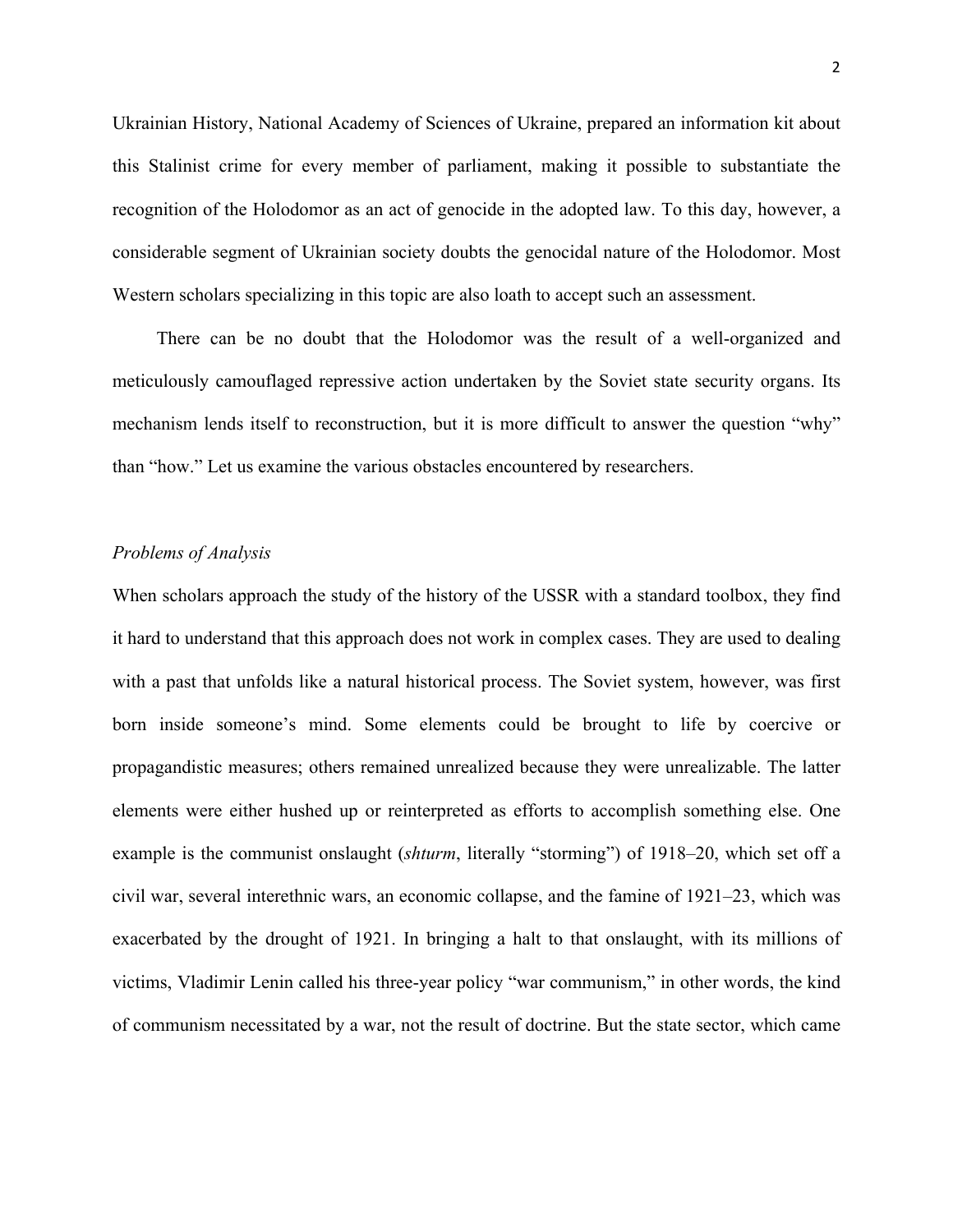Ukrainian History, National Academy of Sciences of Ukraine, prepared an information kit about this Stalinist crime for every member of parliament, making it possible to substantiate the recognition of the Holodomor as an act of genocide in the adopted law. To this day, however, a considerable segment of Ukrainian society doubts the genocidal nature of the Holodomor. Most Western scholars specializing in this topic are also loath to accept such an assessment.

There can be no doubt that the Holodomor was the result of a well-organized and meticulously camouflaged repressive action undertaken by the Soviet state security organs. Its mechanism lends itself to reconstruction, but it is more difficult to answer the question "why" than "how." Let us examine the various obstacles encountered by researchers.

*Problems of Analysis*

When scholars approach the study of the history of the USSR with a standard toolbox, they find it hard to understand that this approach does not work in complex cases. They are used to dealing with a past that unfolds like a natural historical process. The Soviet system, however, was first born inside someone's mind. Some elements could be brought to life by coercive or propagandistic measures; others remained unrealized because they were unrealizable. The latter elements were either hushed up or reinterpreted as efforts to accomplish something else. One example is the communist onslaught (*shturm*, literally "storming") of 1918–20, which set off a civil war, several interethnic wars, an economic collapse, and the famine of 1921–23, which was exacerbated by the drought of 1921. In bringing a halt to that onslaught, with its millions of victims, Vladimir Lenin called his three-year policy "war communism," in other words, the kind of communism necessitated by a war, not the result of doctrine. But the state sector, which came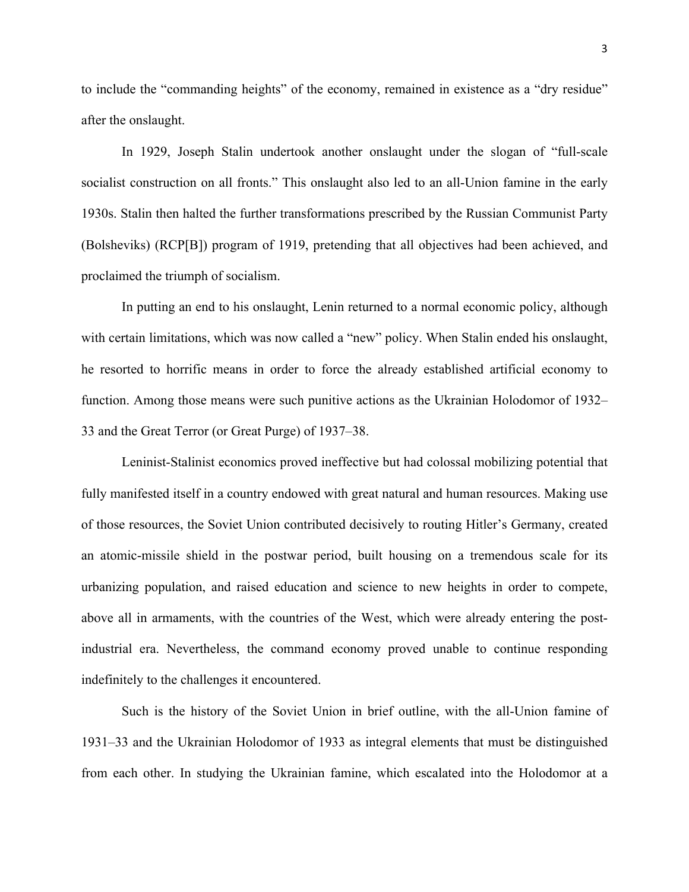to include the "commanding heights" of the economy, remained in existence as a "dry residue" after the onslaught.

In 1929, Joseph Stalin undertook another onslaught under the slogan of "full-scale socialist construction on all fronts." This onslaught also led to an all-Union famine in the early 1930s. Stalin then halted the further transformations prescribed by the Russian Communist Party (Bolsheviks) (RCP[B]) program of 1919, pretending that all objectives had been achieved, and proclaimed the triumph of socialism.

In putting an end to his onslaught, Lenin returned to a normal economic policy, although with certain limitations, which was now called a "new" policy. When Stalin ended his onslaught, he resorted to horrific means in order to force the already established artificial economy to function. Among those means were such punitive actions as the Ukrainian Holodomor of 1932–33 and the Great Terror (or Great Purge) of 1937–38.

Leninist-Stalinist economics proved ineffective but had colossal mobilizing potential that fully manifested itself in a country endowed with great natural and human resources. Making use of those resources, the Soviet Union contributed decisively to routing Hitler's Germany, created an atomic-missile shield in the postwar period, built housing on a tremendous scale for its urbanizing population, and raised education and science to new heights in order to compete, above all in armaments, with the countries of the West, which were already entering the post-industrial era. Nevertheless, the command economy proved unable to continue responding indefinitely to the challenges it encountered.

Such is the history of the Soviet Union in brief outline, with the all-Union famine of 1931–33 and the Ukrainian Holodomor of 1933 as integral elements that must be distinguished from each other. In studying the Ukrainian famine, which escalated into the Holodomor at a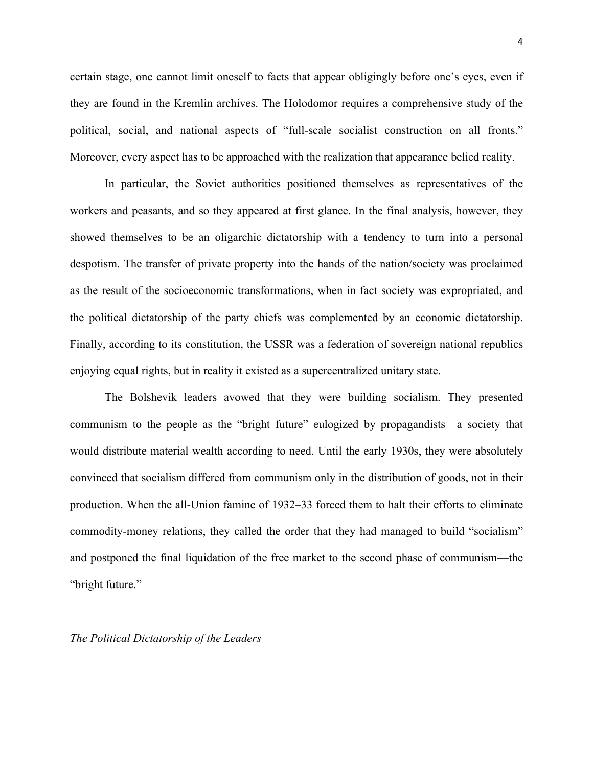certain stage, one cannot limit oneself to facts that appear obligingly before one's eyes, even if they are found in the Kremlin archives. The Holodomor requires a comprehensive study of the political, social, and national aspects of "full-scale socialist construction on all fronts." Moreover, every aspect has to be approached with the realization that appearance belied reality.

In particular, the Soviet authorities positioned themselves as representatives of the workers and peasants, and so they appeared at first glance. In the final analysis, however, they showed themselves to be an oligarchic dictatorship with a tendency to turn into a personal despotism. The transfer of private property into the hands of the nation/society was proclaimed as the result of the socioeconomic transformations, when in fact society was expropriated, and the political dictatorship of the party chiefs was complemented by an economic dictatorship. Finally, according to its constitution, the USSR was a federation of sovereign national republics enjoying equal rights, but in reality it existed as a supercentralized unitary state.

The Bolshevik leaders avowed that they were building socialism. They presented communism to the people as the "bright future" eulogized by propagandists—a society that would distribute material wealth according to need. Until the early 1930s, they were absolutely convinced that socialism differed from communism only in the distribution of goods, not in their production. When the all-Union famine of 1932–33 forced them to halt their efforts to eliminate commodity-money relations, they called the order that they had managed to build "socialism" and postponed the final liquidation of the free market to the second phase of communism—the "bright future."

*The Political Dictatorship of the Leaders*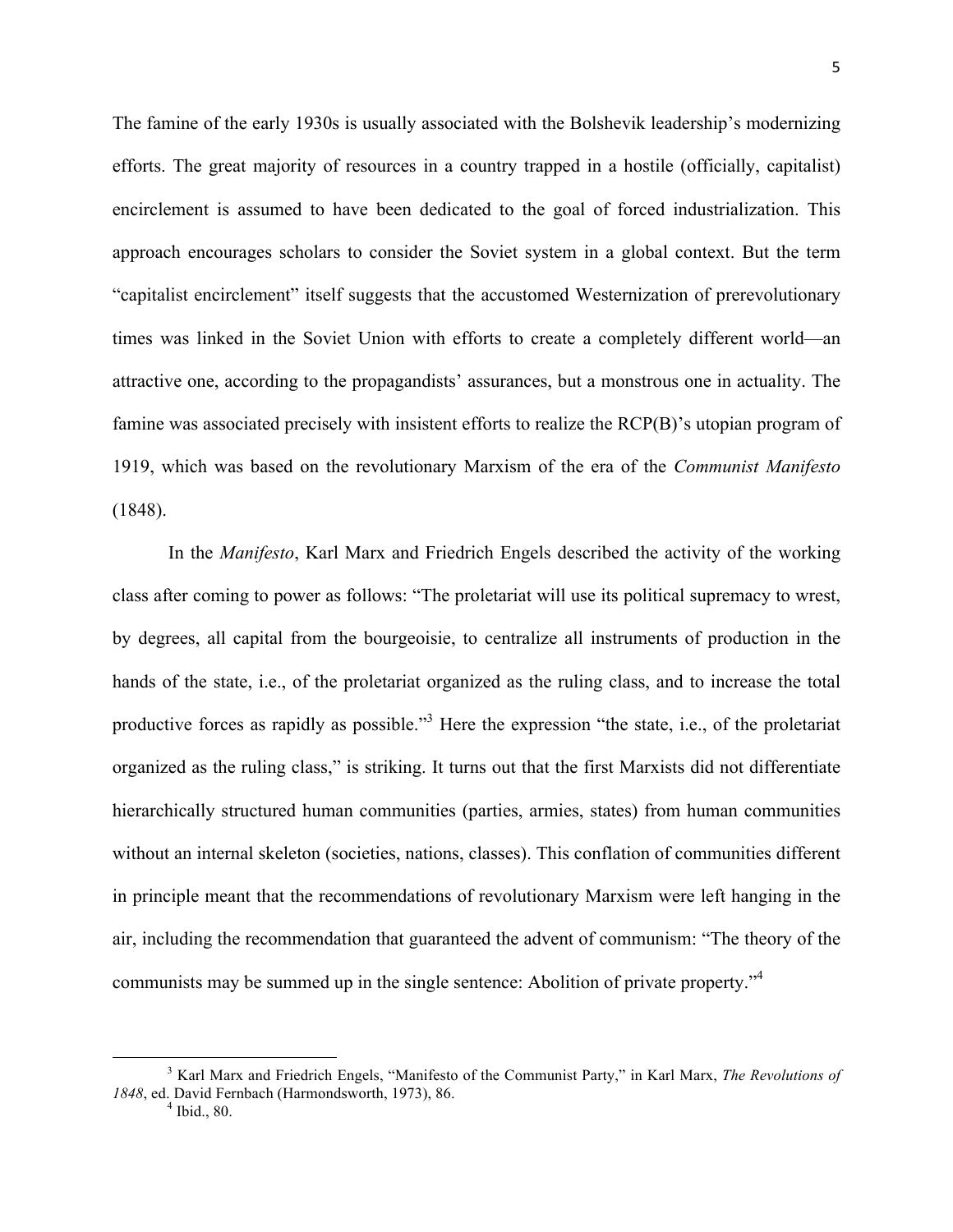The famine of the early 1930s is usually associated with the Bolshevik leadership's modernizing efforts. The great majority of resources in a country trapped in a hostile (officially, capitalist) encirclement is assumed to have been dedicated to the goal of forced industrialization. This approach encourages scholars to consider the Soviet system in a global context. But the term "capitalist encirclement" itself suggests that the accustomed Westernization of prerevolutionary times was linked in the Soviet Union with efforts to create a completely different world—an attractive one, according to the propagandists' assurances, but a monstrous one in actuality. The famine was associated precisely with insistent efforts to realize the RCP(B)'s utopian program of 1919, which was based on the revolutionary Marxism of the era of the *Communist Manifesto* (1848).

In the *Manifesto*, Karl Marx and Friedrich Engels described the activity of the working class after coming to power as follows: "The proletariat will use its political supremacy to wrest, by degrees, all capital from the bourgeoisie, to centralize all instruments of production in the hands of the state, i.e., of the proletariat organized as the ruling class, and to increase the total productive forces as rapidly as possible."[3] Here the expression "the state, i.e., of the proletariat organized as the ruling class," is striking. It turns out that the first Marxists did not differentiate hierarchically structured human communities (parties, armies, states) from human communities without an internal skeleton (societies, nations, classes). This conflation of communities different in principle meant that the recommendations of revolutionary Marxism were left hanging in the air, including the recommendation that guaranteed the advent of communism: "The theory of the communists may be summed up in the single sentence: Abolition of private property."[4]

---

[3] Karl Marx and Friedrich Engels, "Manifesto of the Communist Party," in Karl Marx, *The Revolutions of 1848*, ed. David Fernbach (Harmondsworth, 1973), 86.

[4] Ibid., 80.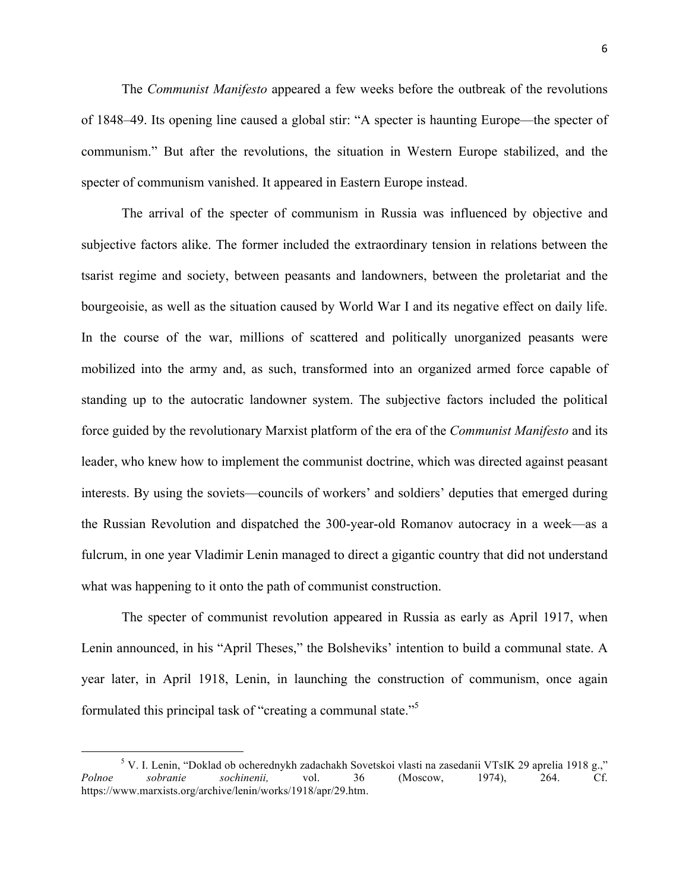The *Communist Manifesto* appeared a few weeks before the outbreak of the revolutions of 1848–49. Its opening line caused a global stir: "A specter is haunting Europe—the specter of communism." But after the revolutions, the situation in Western Europe stabilized, and the specter of communism vanished. It appeared in Eastern Europe instead.

The arrival of the specter of communism in Russia was influenced by objective and subjective factors alike. The former included the extraordinary tension in relations between the tsarist regime and society, between peasants and landowners, between the proletariat and the bourgeoisie, as well as the situation caused by World War I and its negative effect on daily life. In the course of the war, millions of scattered and politically unorganized peasants were mobilized into the army and, as such, transformed into an organized armed force capable of standing up to the autocratic landowner system. The subjective factors included the political force guided by the revolutionary Marxist platform of the era of the *Communist Manifesto* and its leader, who knew how to implement the communist doctrine, which was directed against peasant interests. By using the soviets—councils of workers' and soldiers' deputies that emerged during the Russian Revolution and dispatched the 300-year-old Romanov autocracy in a week—as a fulcrum, in one year Vladimir Lenin managed to direct a gigantic country that did not understand what was happening to it onto the path of communist construction.

The specter of communist revolution appeared in Russia as early as April 1917, when Lenin announced, in his "April Theses," the Bolsheviks' intention to build a communal state. A year later, in April 1918, Lenin, in launching the construction of communism, once again formulated this principal task of "creating a communal state."[5]

---

[5] V. I. Lenin, "Doklad ob ocherednykh zadachakh Sovetskoi vlasti na zasedanii VTsIK 29 aprelia 1918 g.," *Polnoe sobranie sochinenii,* vol. 36 (Moscow, 1974), 264. Cf. https://www.marxists.org/archive/lenin/works/1918/apr/29.htm.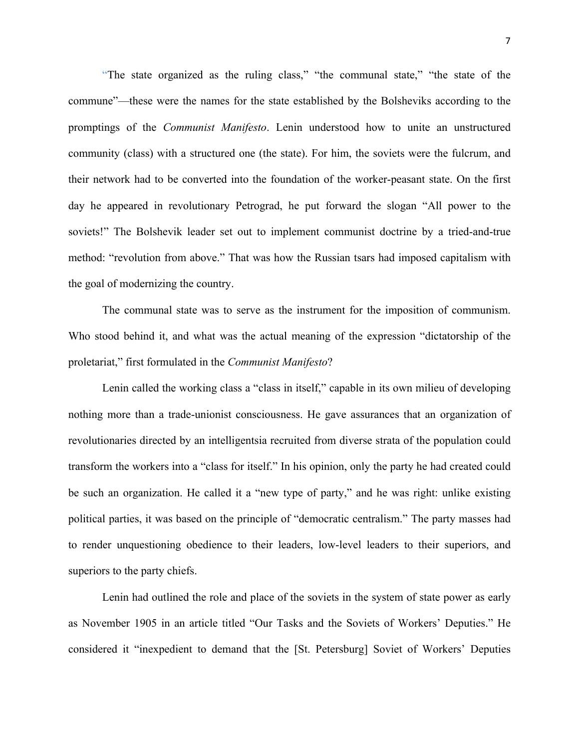"The state organized as the ruling class," "the communal state," "the state of the commune"—these were the names for the state established by the Bolsheviks according to the promptings of the *Communist Manifesto*. Lenin understood how to unite an unstructured community (class) with a structured one (the state). For him, the soviets were the fulcrum, and their network had to be converted into the foundation of the worker-peasant state. On the first day he appeared in revolutionary Petrograd, he put forward the slogan "All power to the soviets!" The Bolshevik leader set out to implement communist doctrine by a tried-and-true method: "revolution from above." That was how the Russian tsars had imposed capitalism with the goal of modernizing the country.

The communal state was to serve as the instrument for the imposition of communism. Who stood behind it, and what was the actual meaning of the expression "dictatorship of the proletariat," first formulated in the *Communist Manifesto*?

Lenin called the working class a "class in itself," capable in its own milieu of developing nothing more than a trade-unionist consciousness. He gave assurances that an organization of revolutionaries directed by an intelligentsia recruited from diverse strata of the population could transform the workers into a "class for itself." In his opinion, only the party he had created could be such an organization. He called it a "new type of party," and he was right: unlike existing political parties, it was based on the principle of "democratic centralism." The party masses had to render unquestioning obedience to their leaders, low-level leaders to their superiors, and superiors to the party chiefs.

Lenin had outlined the role and place of the soviets in the system of state power as early as November 1905 in an article titled "Our Tasks and the Soviets of Workers' Deputies." He considered it "inexpedient to demand that the [St. Petersburg] Soviet of Workers' Deputies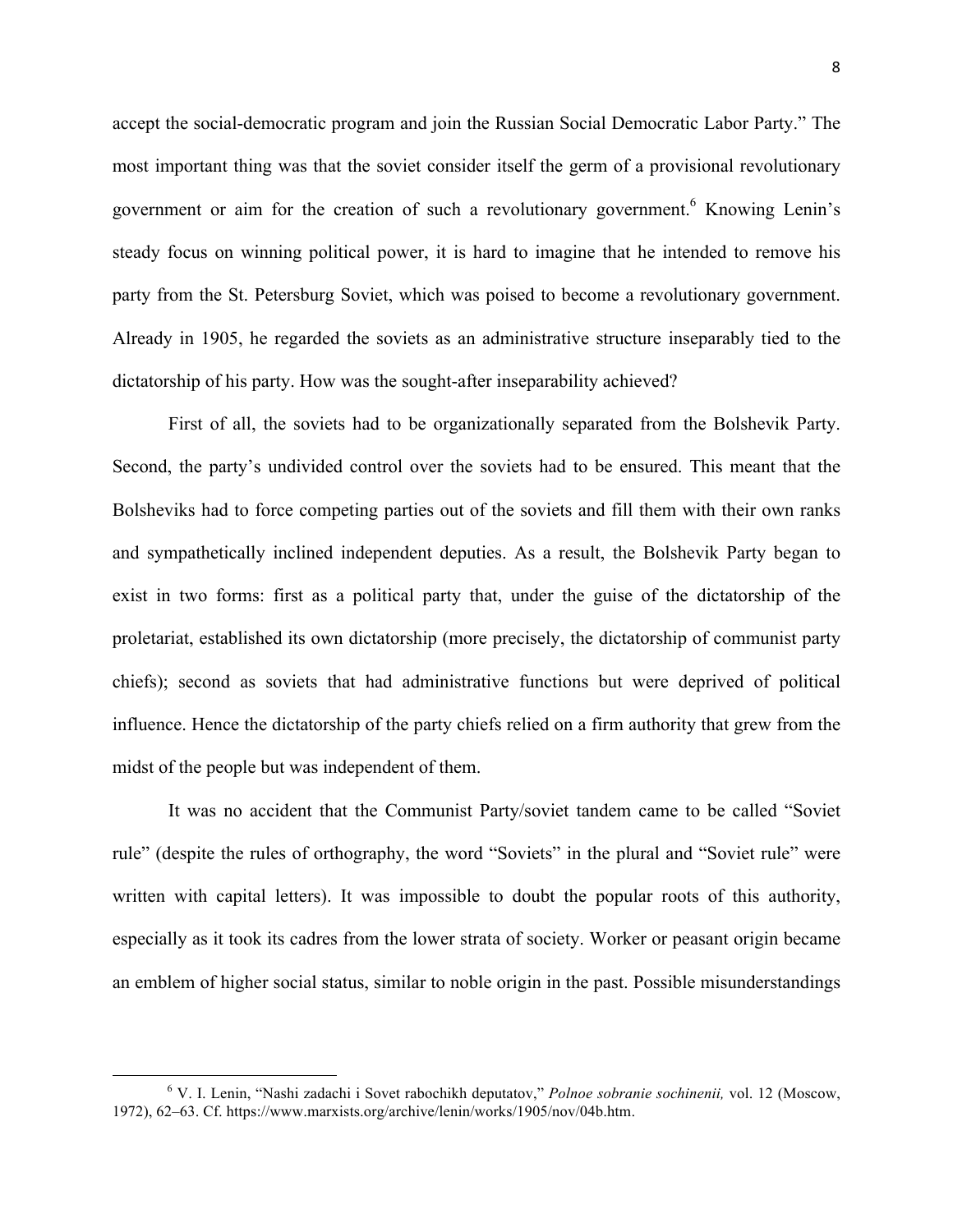accept the social-democratic program and join the Russian Social Democratic Labor Party." The most important thing was that the soviet consider itself the germ of a provisional revolutionary government or aim for the creation of such a revolutionary government.[6] Knowing Lenin's steady focus on winning political power, it is hard to imagine that he intended to remove his party from the St. Petersburg Soviet, which was poised to become a revolutionary government. Already in 1905, he regarded the soviets as an administrative structure inseparably tied to the dictatorship of his party. How was the sought-after inseparability achieved?

First of all, the soviets had to be organizationally separated from the Bolshevik Party. Second, the party's undivided control over the soviets had to be ensured. This meant that the Bolsheviks had to force competing parties out of the soviets and fill them with their own ranks and sympathetically inclined independent deputies. As a result, the Bolshevik Party began to exist in two forms: first as a political party that, under the guise of the dictatorship of the proletariat, established its own dictatorship (more precisely, the dictatorship of communist party chiefs); second as soviets that had administrative functions but were deprived of political influence. Hence the dictatorship of the party chiefs relied on a firm authority that grew from the midst of the people but was independent of them.

It was no accident that the Communist Party/soviet tandem came to be called "Soviet rule" (despite the rules of orthography, the word "Soviets" in the plural and "Soviet rule" were written with capital letters). It was impossible to doubt the popular roots of this authority, especially as it took its cadres from the lower strata of society. Worker or peasant origin became an emblem of higher social status, similar to noble origin in the past. Possible misunderstandings

---

[6] V. I. Lenin, "Nashi zadachi i Sovet rabochikh deputatov," *Polnoe sobranie sochinenii,* vol. 12 (Moscow, 1972), 62–63. Cf. https://www.marxists.org/archive/lenin/works/1905/nov/04b.htm.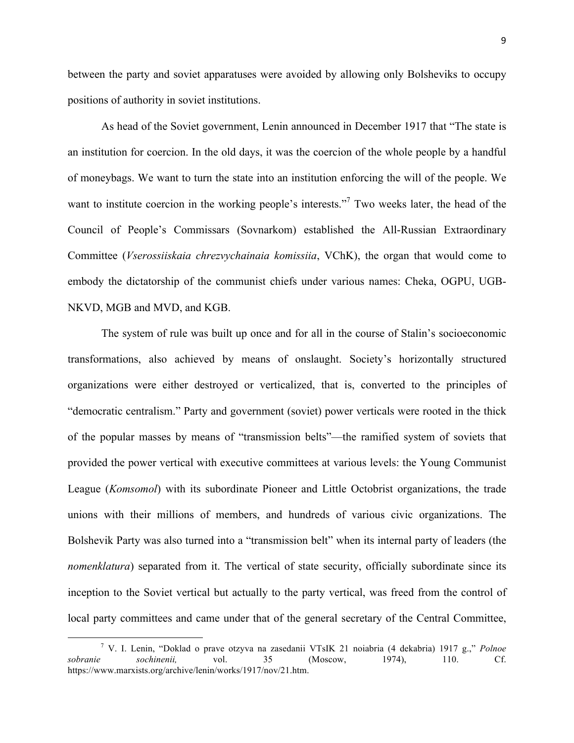between the party and soviet apparatuses were avoided by allowing only Bolsheviks to occupy positions of authority in soviet institutions.

As head of the Soviet government, Lenin announced in December 1917 that "The state is an institution for coercion. In the old days, it was the coercion of the whole people by a handful of moneybags. We want to turn the state into an institution enforcing the will of the people. We want to institute coercion in the working people's interests."[7] Two weeks later, the head of the Council of People's Commissars (Sovnarkom) established the All-Russian Extraordinary Committee (*Vserossiiskaia chrezvychainaia komissiia*, VChK), the organ that would come to embody the dictatorship of the communist chiefs under various names: Cheka, OGPU, UGB-NKVD, MGB and MVD, and KGB.

The system of rule was built up once and for all in the course of Stalin's socioeconomic transformations, also achieved by means of onslaught. Society's horizontally structured organizations were either destroyed or verticalized, that is, converted to the principles of "democratic centralism." Party and government (soviet) power verticals were rooted in the thick of the popular masses by means of "transmission belts"—the ramified system of soviets that provided the power vertical with executive committees at various levels: the Young Communist League (*Komsomol*) with its subordinate Pioneer and Little Octobrist organizations, the trade unions with their millions of members, and hundreds of various civic organizations. The Bolshevik Party was also turned into a "transmission belt" when its internal party of leaders (the *nomenklatura*) separated from it. The vertical of state security, officially subordinate since its inception to the Soviet vertical but actually to the party vertical, was freed from the control of local party committees and came under that of the general secretary of the Central Committee,

---

[7] V. I. Lenin, "Doklad o prave otzyva na zasedanii VTsIK 21 noiabria (4 dekabria) 1917 g.," *Polnoe sobranie sochinenii,* vol. 35 (Moscow, 1974), 110. Cf. https://www.marxists.org/archive/lenin/works/1917/nov/21.htm.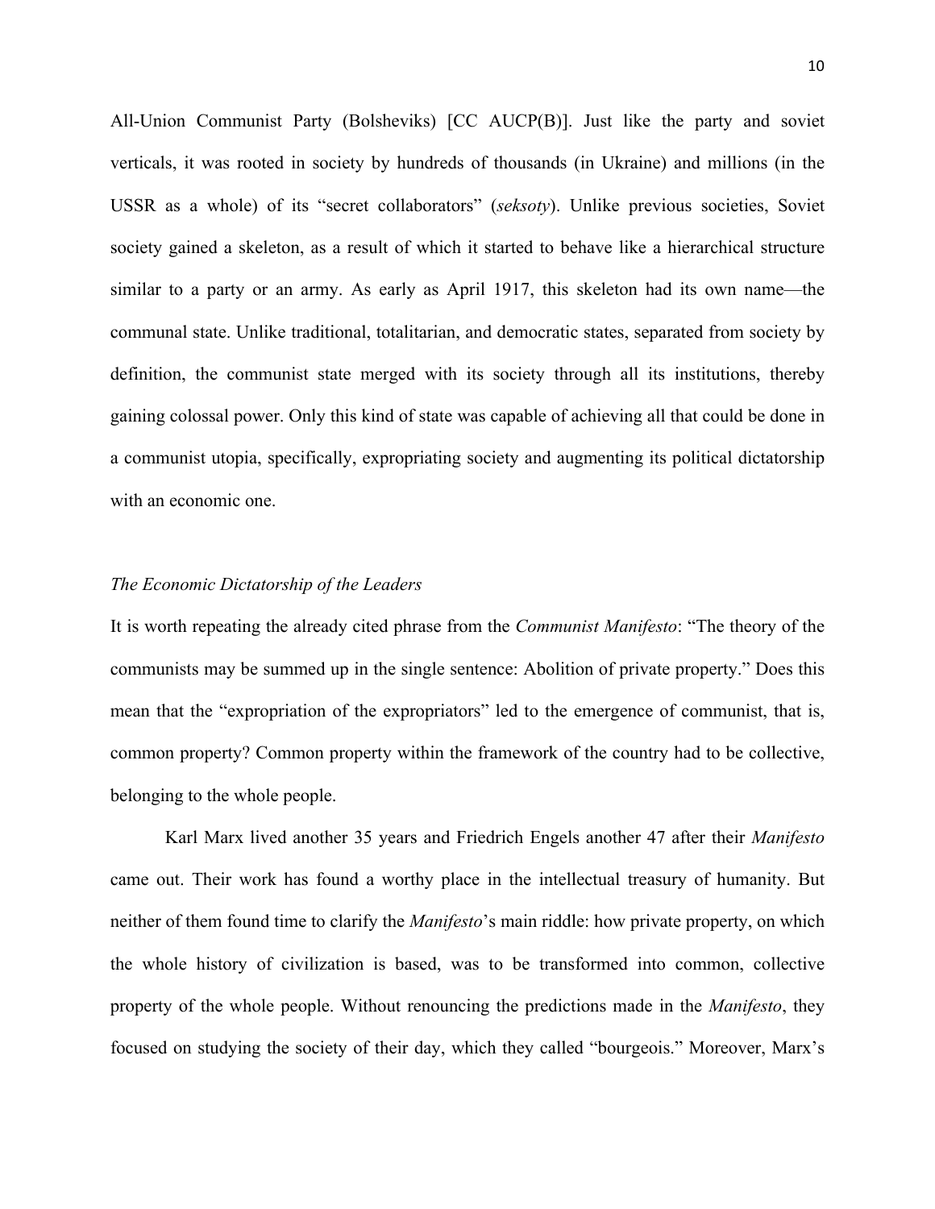All-Union Communist Party (Bolsheviks) [CC AUCP(B)]. Just like the party and soviet verticals, it was rooted in society by hundreds of thousands (in Ukraine) and millions (in the USSR as a whole) of its "secret collaborators" (*seksoty*). Unlike previous societies, Soviet society gained a skeleton, as a result of which it started to behave like a hierarchical structure similar to a party or an army. As early as April 1917, this skeleton had its own name—the communal state. Unlike traditional, totalitarian, and democratic states, separated from society by definition, the communist state merged with its society through all its institutions, thereby gaining colossal power. Only this kind of state was capable of achieving all that could be done in a communist utopia, specifically, expropriating society and augmenting its political dictatorship with an economic one.

*The Economic Dictatorship of the Leaders*

It is worth repeating the already cited phrase from the *Communist Manifesto*: "The theory of the communists may be summed up in the single sentence: Abolition of private property." Does this mean that the "expropriation of the expropriators" led to the emergence of communist, that is, common property? Common property within the framework of the country had to be collective, belonging to the whole people.

Karl Marx lived another 35 years and Friedrich Engels another 47 after their *Manifesto* came out. Their work has found a worthy place in the intellectual treasury of humanity. But neither of them found time to clarify the *Manifesto*'s main riddle: how private property, on which the whole history of civilization is based, was to be transformed into common, collective property of the whole people. Without renouncing the predictions made in the *Manifesto*, they focused on studying the society of their day, which they called "bourgeois." Moreover, Marx's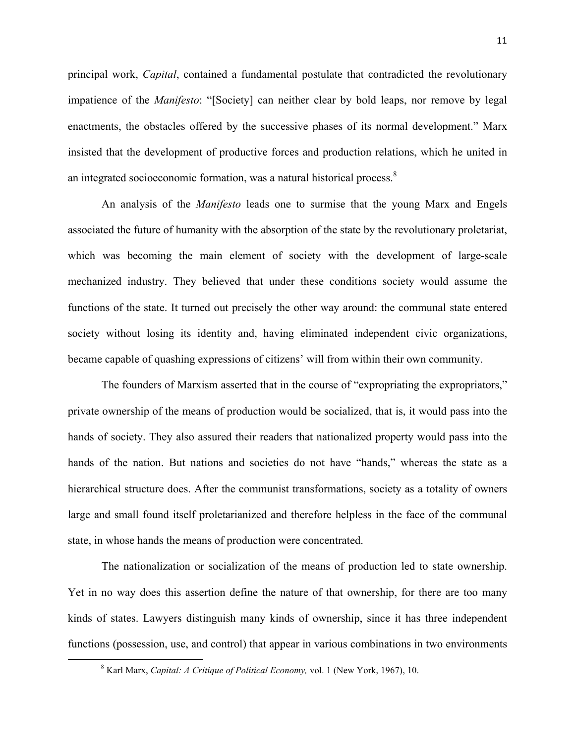principal work, *Capital*, contained a fundamental postulate that contradicted the revolutionary impatience of the *Manifesto*: "[Society] can neither clear by bold leaps, nor remove by legal enactments, the obstacles offered by the successive phases of its normal development." Marx insisted that the development of productive forces and production relations, which he united in an integrated socioeconomic formation, was a natural historical process.[8]

An analysis of the *Manifesto* leads one to surmise that the young Marx and Engels associated the future of humanity with the absorption of the state by the revolutionary proletariat, which was becoming the main element of society with the development of large-scale mechanized industry. They believed that under these conditions society would assume the functions of the state. It turned out precisely the other way around: the communal state entered society without losing its identity and, having eliminated independent civic organizations, became capable of quashing expressions of citizens' will from within their own community.

The founders of Marxism asserted that in the course of "expropriating the expropriators," private ownership of the means of production would be socialized, that is, it would pass into the hands of society. They also assured their readers that nationalized property would pass into the hands of the nation. But nations and societies do not have "hands," whereas the state as a hierarchical structure does. After the communist transformations, society as a totality of owners large and small found itself proletarianized and therefore helpless in the face of the communal state, in whose hands the means of production were concentrated.

The nationalization or socialization of the means of production led to state ownership. Yet in no way does this assertion define the nature of that ownership, for there are too many kinds of states. Lawyers distinguish many kinds of ownership, since it has three independent functions (possession, use, and control) that appear in various combinations in two environments

---

[8] Karl Marx, *Capital: A Critique of Political Economy,* vol. 1 (New York, 1967), 10.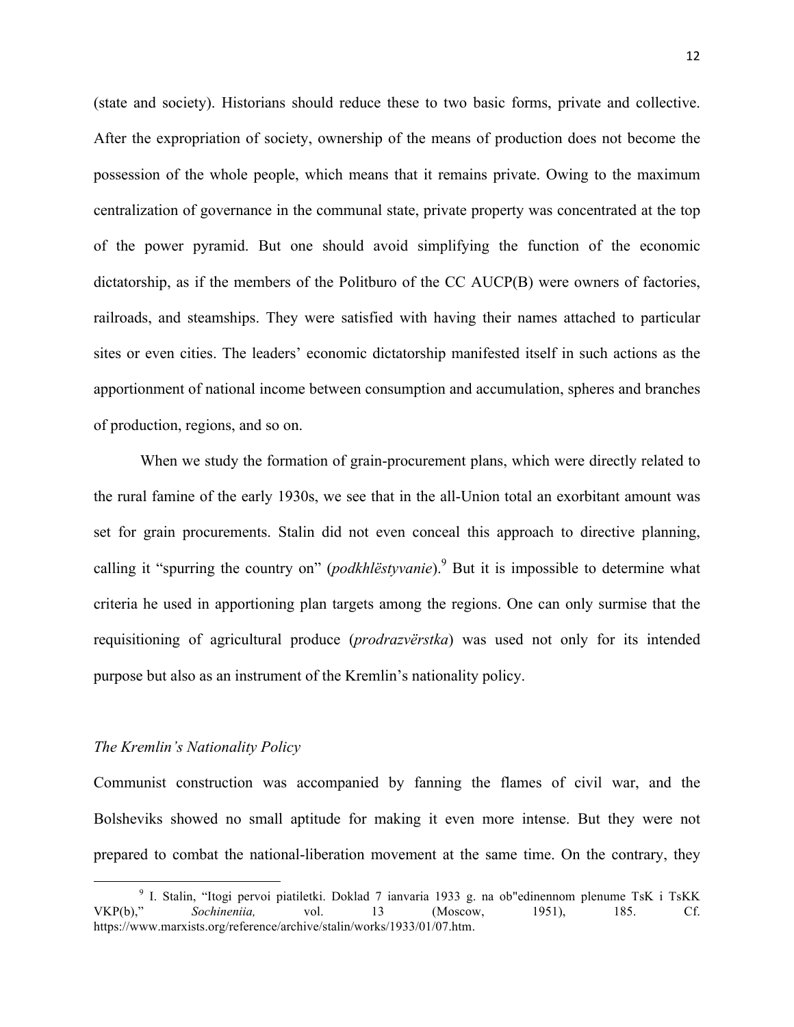(state and society). Historians should reduce these to two basic forms, private and collective. After the expropriation of society, ownership of the means of production does not become the possession of the whole people, which means that it remains private. Owing to the maximum centralization of governance in the communal state, private property was concentrated at the top of the power pyramid. But one should avoid simplifying the function of the economic dictatorship, as if the members of the Politburo of the CC AUCP(B) were owners of factories, railroads, and steamships. They were satisfied with having their names attached to particular sites or even cities. The leaders' economic dictatorship manifested itself in such actions as the apportionment of national income between consumption and accumulation, spheres and branches of production, regions, and so on.

When we study the formation of grain-procurement plans, which were directly related to the rural famine of the early 1930s, we see that in the all-Union total an exorbitant amount was set for grain procurements. Stalin did not even conceal this approach to directive planning, calling it "spurring the country on" (*podkhlëstyvanie*).[9] But it is impossible to determine what criteria he used in apportioning plan targets among the regions. One can only surmise that the requisitioning of agricultural produce (*prodrazvërstka*) was used not only for its intended purpose but also as an instrument of the Kremlin's nationality policy.

*The Kremlin's Nationality Policy*

Communist construction was accompanied by fanning the flames of civil war, and the Bolsheviks showed no small aptitude for making it even more intense. But they were not prepared to combat the national-liberation movement at the same time. On the contrary, they

[9] I. Stalin, "Itogi pervoi piatiletki. Doklad 7 ianvaria 1933 g. na ob"edinennom plenume TsK i TsKK VKP(b)," *Sochineniia,* vol. 13 (Moscow, 1951), 185. Cf. https://www.marxists.org/reference/archive/stalin/works/1933/01/07.htm.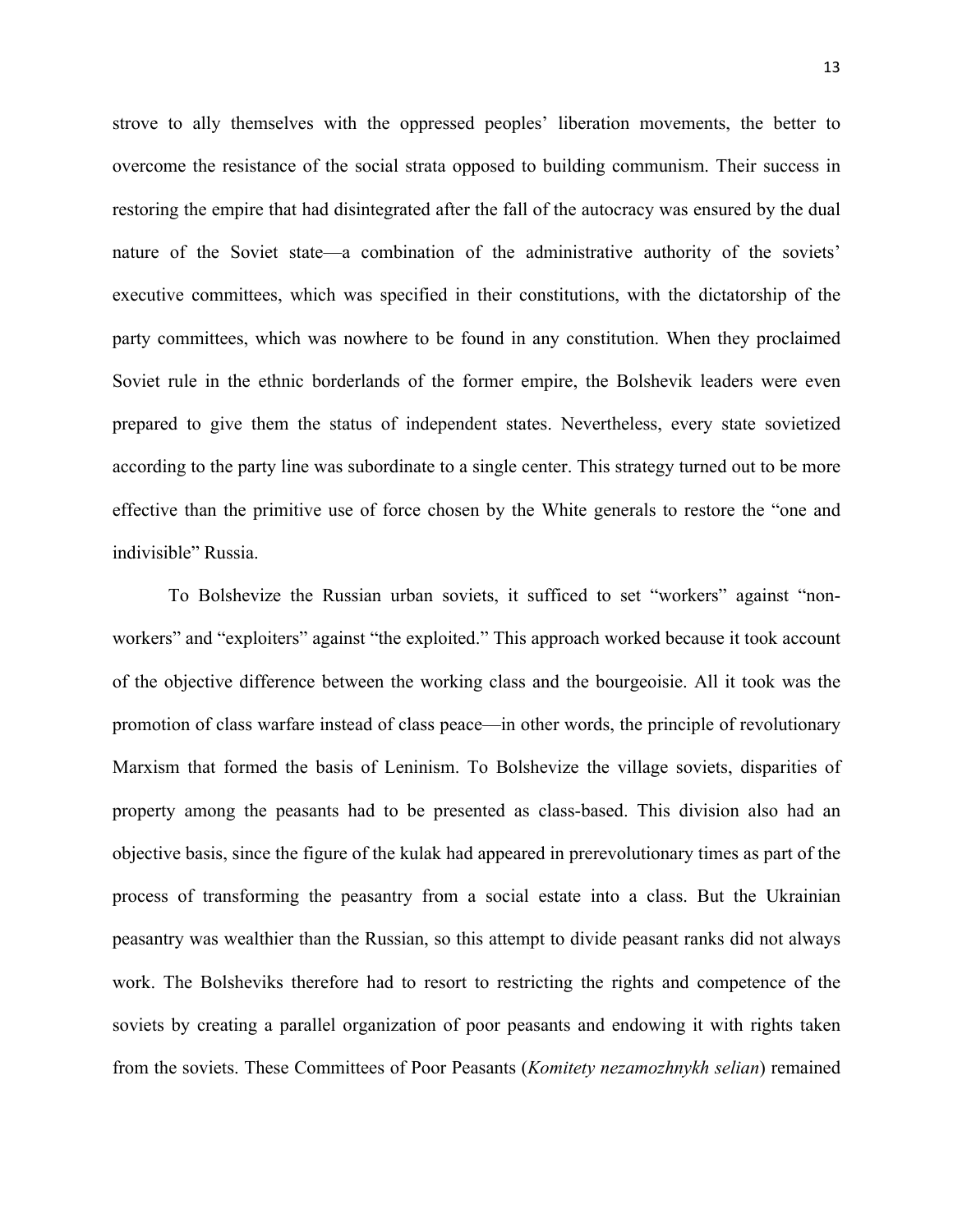strove to ally themselves with the oppressed peoples' liberation movements, the better to overcome the resistance of the social strata opposed to building communism. Their success in restoring the empire that had disintegrated after the fall of the autocracy was ensured by the dual nature of the Soviet state—a combination of the administrative authority of the soviets' executive committees, which was specified in their constitutions, with the dictatorship of the party committees, which was nowhere to be found in any constitution. When they proclaimed Soviet rule in the ethnic borderlands of the former empire, the Bolshevik leaders were even prepared to give them the status of independent states. Nevertheless, every state sovietized according to the party line was subordinate to a single center. This strategy turned out to be more effective than the primitive use of force chosen by the White generals to restore the "one and indivisible" Russia.

To Bolshevize the Russian urban soviets, it sufficed to set "workers" against "non-workers" and "exploiters" against "the exploited." This approach worked because it took account of the objective difference between the working class and the bourgeoisie. All it took was the promotion of class warfare instead of class peace—in other words, the principle of revolutionary Marxism that formed the basis of Leninism. To Bolshevize the village soviets, disparities of property among the peasants had to be presented as class-based. This division also had an objective basis, since the figure of the kulak had appeared in prerevolutionary times as part of the process of transforming the peasantry from a social estate into a class. But the Ukrainian peasantry was wealthier than the Russian, so this attempt to divide peasant ranks did not always work. The Bolsheviks therefore had to resort to restricting the rights and competence of the soviets by creating a parallel organization of poor peasants and endowing it with rights taken from the soviets. These Committees of Poor Peasants (*Komitety nezamozhnykh selian*) remained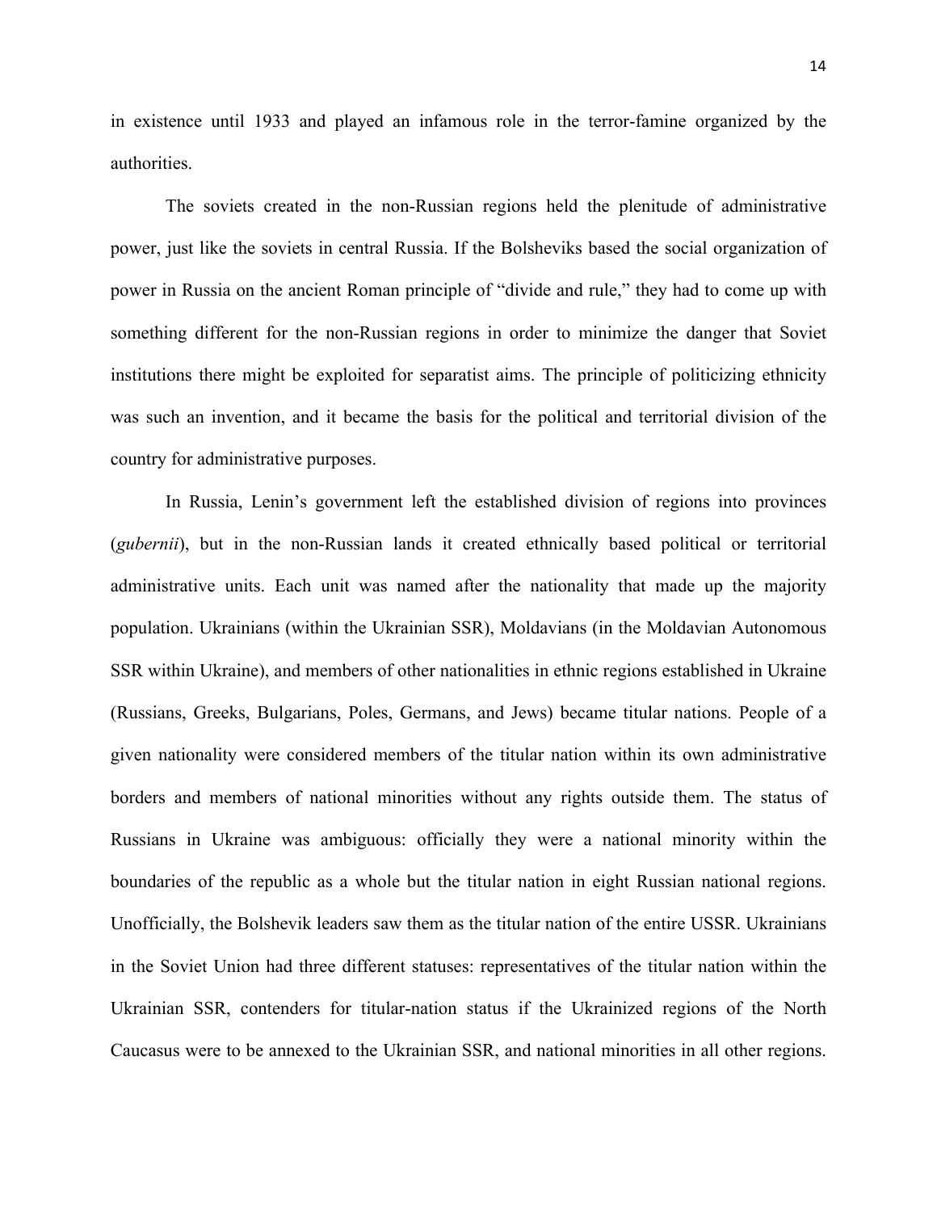in existence until 1933 and played an infamous role in the terror-famine organized by the authorities.

The soviets created in the non-Russian regions held the plenitude of administrative power, just like the soviets in central Russia. If the Bolsheviks based the social organization of power in Russia on the ancient Roman principle of "divide and rule," they had to come up with something different for the non-Russian regions in order to minimize the danger that Soviet institutions there might be exploited for separatist aims. The principle of politicizing ethnicity was such an invention, and it became the basis for the political and territorial division of the country for administrative purposes.

In Russia, Lenin's government left the established division of regions into provinces (*gubernii*), but in the non-Russian lands it created ethnically based political or territorial administrative units. Each unit was named after the nationality that made up the majority population. Ukrainians (within the Ukrainian SSR), Moldavians (in the Moldavian Autonomous SSR within Ukraine), and members of other nationalities in ethnic regions established in Ukraine (Russians, Greeks, Bulgarians, Poles, Germans, and Jews) became titular nations. People of a given nationality were considered members of the titular nation within its own administrative borders and members of national minorities without any rights outside them. The status of Russians in Ukraine was ambiguous: officially they were a national minority within the boundaries of the republic as a whole but the titular nation in eight Russian national regions. Unofficially, the Bolshevik leaders saw them as the titular nation of the entire USSR. Ukrainians in the Soviet Union had three different statuses: representatives of the titular nation within the Ukrainian SSR, contenders for titular-nation status if the Ukrainized regions of the North Caucasus were to be annexed to the Ukrainian SSR, and national minorities in all other regions.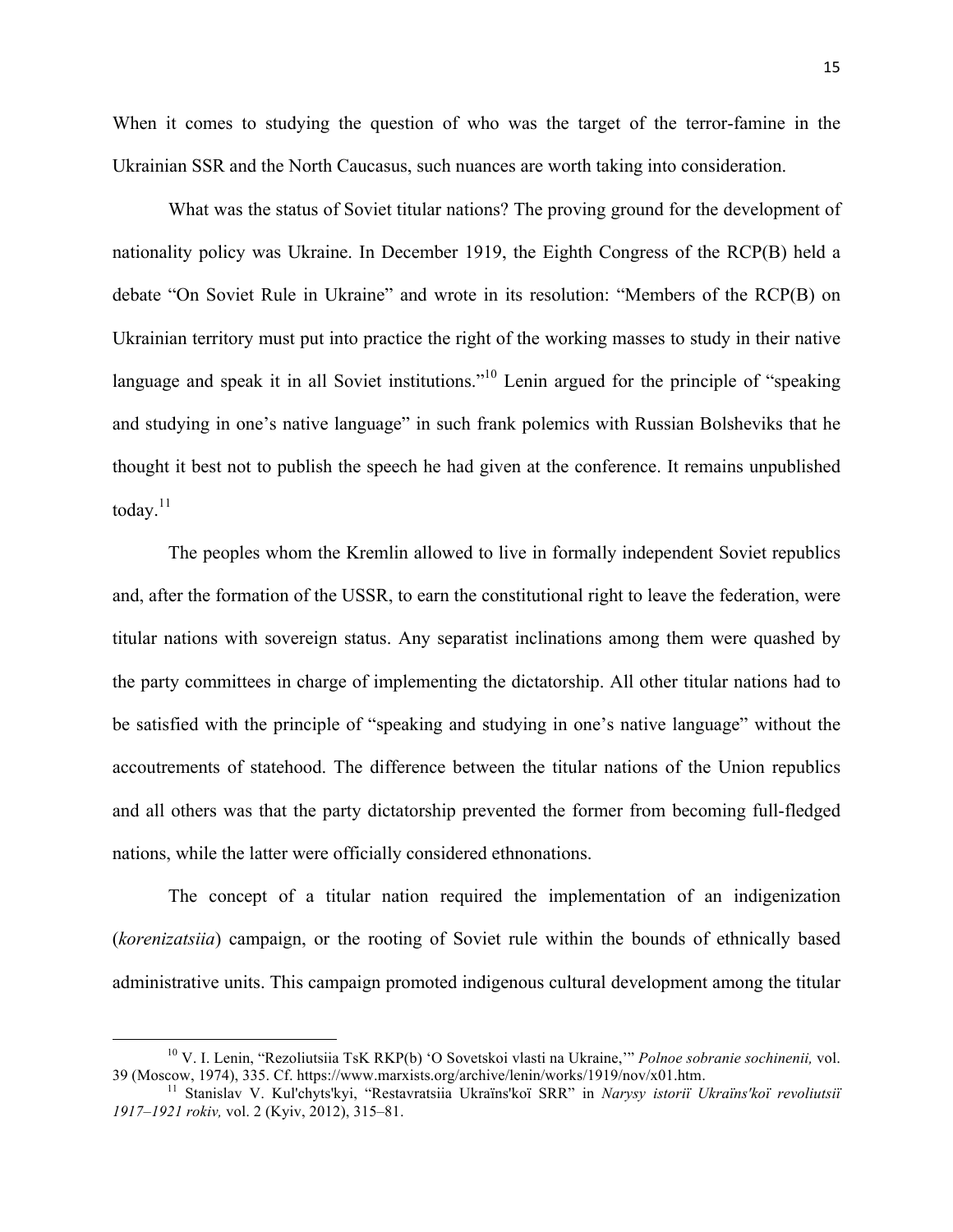When it comes to studying the question of who was the target of the terror-famine in the Ukrainian SSR and the North Caucasus, such nuances are worth taking into consideration.

What was the status of Soviet titular nations? The proving ground for the development of nationality policy was Ukraine. In December 1919, the Eighth Congress of the RCP(B) held a debate "On Soviet Rule in Ukraine" and wrote in its resolution: "Members of the RCP(B) on Ukrainian territory must put into practice the right of the working masses to study in their native language and speak it in all Soviet institutions."[10] Lenin argued for the principle of "speaking and studying in one's native language" in such frank polemics with Russian Bolsheviks that he thought it best not to publish the speech he had given at the conference. It remains unpublished today.[11]

The peoples whom the Kremlin allowed to live in formally independent Soviet republics and, after the formation of the USSR, to earn the constitutional right to leave the federation, were titular nations with sovereign status. Any separatist inclinations among them were quashed by the party committees in charge of implementing the dictatorship. All other titular nations had to be satisfied with the principle of "speaking and studying in one's native language" without the accoutrements of statehood. The difference between the titular nations of the Union republics and all others was that the party dictatorship prevented the former from becoming full-fledged nations, while the latter were officially considered ethnonations.

The concept of a titular nation required the implementation of an indigenization (*korenizatsiia*) campaign, or the rooting of Soviet rule within the bounds of ethnically based administrative units. This campaign promoted indigenous cultural development among the titular

---

[10] V. I. Lenin, "Rezoliutsiia TsK RKP(b) 'O Sovetskoi vlasti na Ukraine,'" *Polnoe sobranie sochinenii,* vol. 39 (Moscow, 1974), 335. Cf. https://www.marxists.org/archive/lenin/works/1919/nov/x01.htm.

[11] Stanislav V. Kul'chyts'kyi, "Restavratsiia Ukraïns'koï SRR" in *Narysy istoriï Ukraïns'koï revoliutsiï 1917–1921 rokiv,* vol. 2 (Kyiv, 2012), 315–81.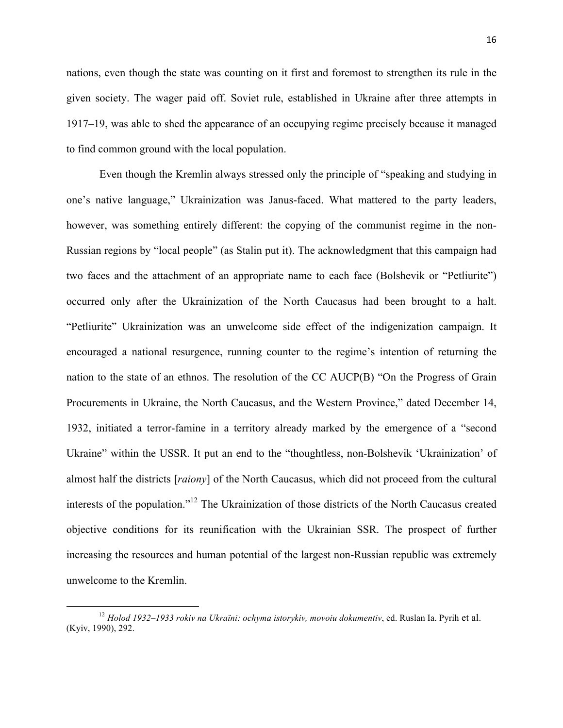nations, even though the state was counting on it first and foremost to strengthen its rule in the given society. The wager paid off. Soviet rule, established in Ukraine after three attempts in 1917–19, was able to shed the appearance of an occupying regime precisely because it managed to find common ground with the local population.

Even though the Kremlin always stressed only the principle of "speaking and studying in one's native language," Ukrainization was Janus-faced. What mattered to the party leaders, however, was something entirely different: the copying of the communist regime in the non-Russian regions by "local people" (as Stalin put it). The acknowledgment that this campaign had two faces and the attachment of an appropriate name to each face (Bolshevik or "Petliurite") occurred only after the Ukrainization of the North Caucasus had been brought to a halt. "Petliurite" Ukrainization was an unwelcome side effect of the indigenization campaign. It encouraged a national resurgence, running counter to the regime's intention of returning the nation to the state of an ethnos. The resolution of the CC AUCP(B) "On the Progress of Grain Procurements in Ukraine, the North Caucasus, and the Western Province," dated December 14, 1932, initiated a terror-famine in a territory already marked by the emergence of a "second Ukraine" within the USSR. It put an end to the "thoughtless, non-Bolshevik 'Ukrainization' of almost half the districts [*raiony*] of the North Caucasus, which did not proceed from the cultural interests of the population."[12] The Ukrainization of those districts of the North Caucasus created objective conditions for its reunification with the Ukrainian SSR. The prospect of further increasing the resources and human potential of the largest non-Russian republic was extremely unwelcome to the Kremlin.

---

[12] *Holod 1932–1933 rokiv na Ukraïni: ochyma istorykiv, movoiu dokumentiv*, ed. Ruslan Ia. Pyrih et al. (Kyiv, 1990), 292.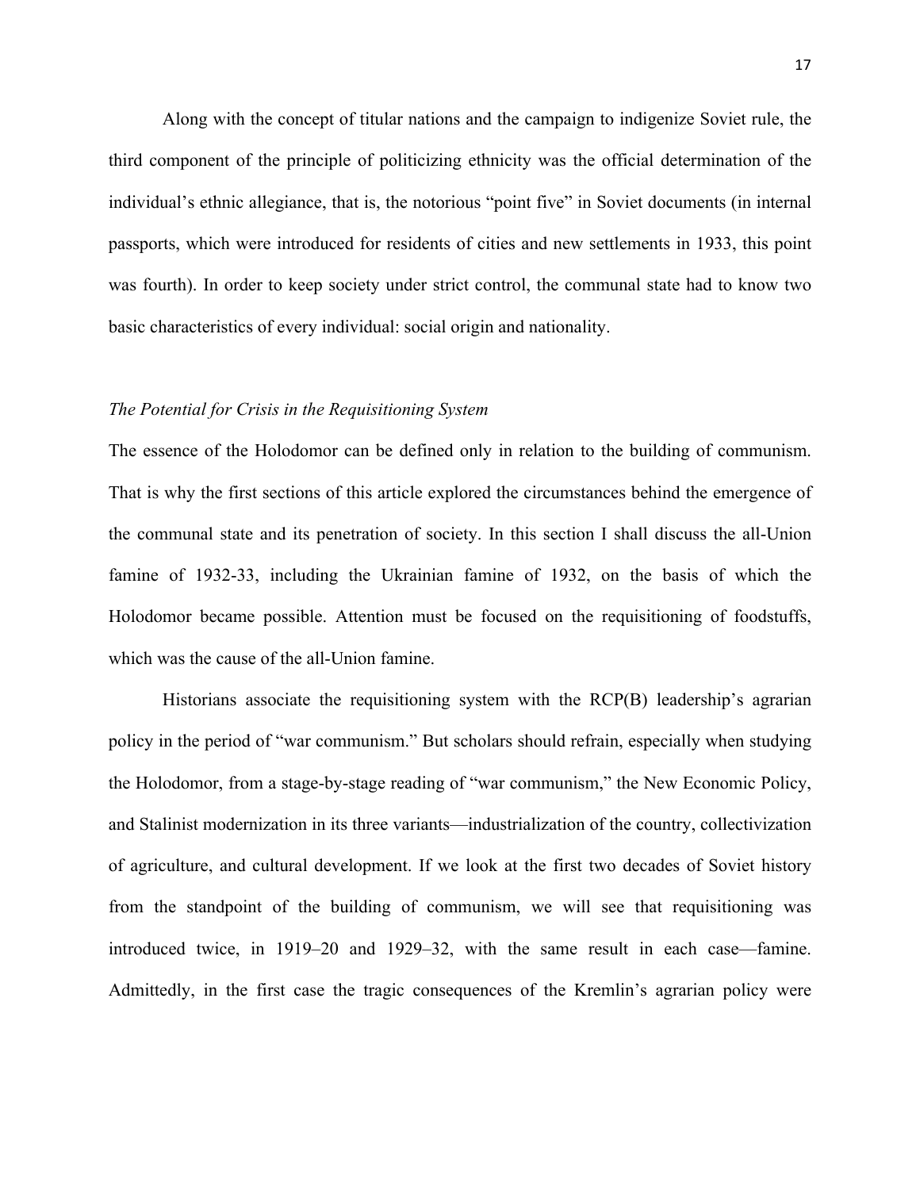Along with the concept of titular nations and the campaign to indigenize Soviet rule, the third component of the principle of politicizing ethnicity was the official determination of the individual's ethnic allegiance, that is, the notorious "point five" in Soviet documents (in internal passports, which were introduced for residents of cities and new settlements in 1933, this point was fourth). In order to keep society under strict control, the communal state had to know two basic characteristics of every individual: social origin and nationality.

*The Potential for Crisis in the Requisitioning System*

The essence of the Holodomor can be defined only in relation to the building of communism. That is why the first sections of this article explored the circumstances behind the emergence of the communal state and its penetration of society. In this section I shall discuss the all-Union famine of 1932-33, including the Ukrainian famine of 1932, on the basis of which the Holodomor became possible. Attention must be focused on the requisitioning of foodstuffs, which was the cause of the all-Union famine.

Historians associate the requisitioning system with the RCP(B) leadership's agrarian policy in the period of "war communism." But scholars should refrain, especially when studying the Holodomor, from a stage-by-stage reading of "war communism," the New Economic Policy, and Stalinist modernization in its three variants—industrialization of the country, collectivization of agriculture, and cultural development. If we look at the first two decades of Soviet history from the standpoint of the building of communism, we will see that requisitioning was introduced twice, in 1919–20 and 1929–32, with the same result in each case—famine. Admittedly, in the first case the tragic consequences of the Kremlin's agrarian policy were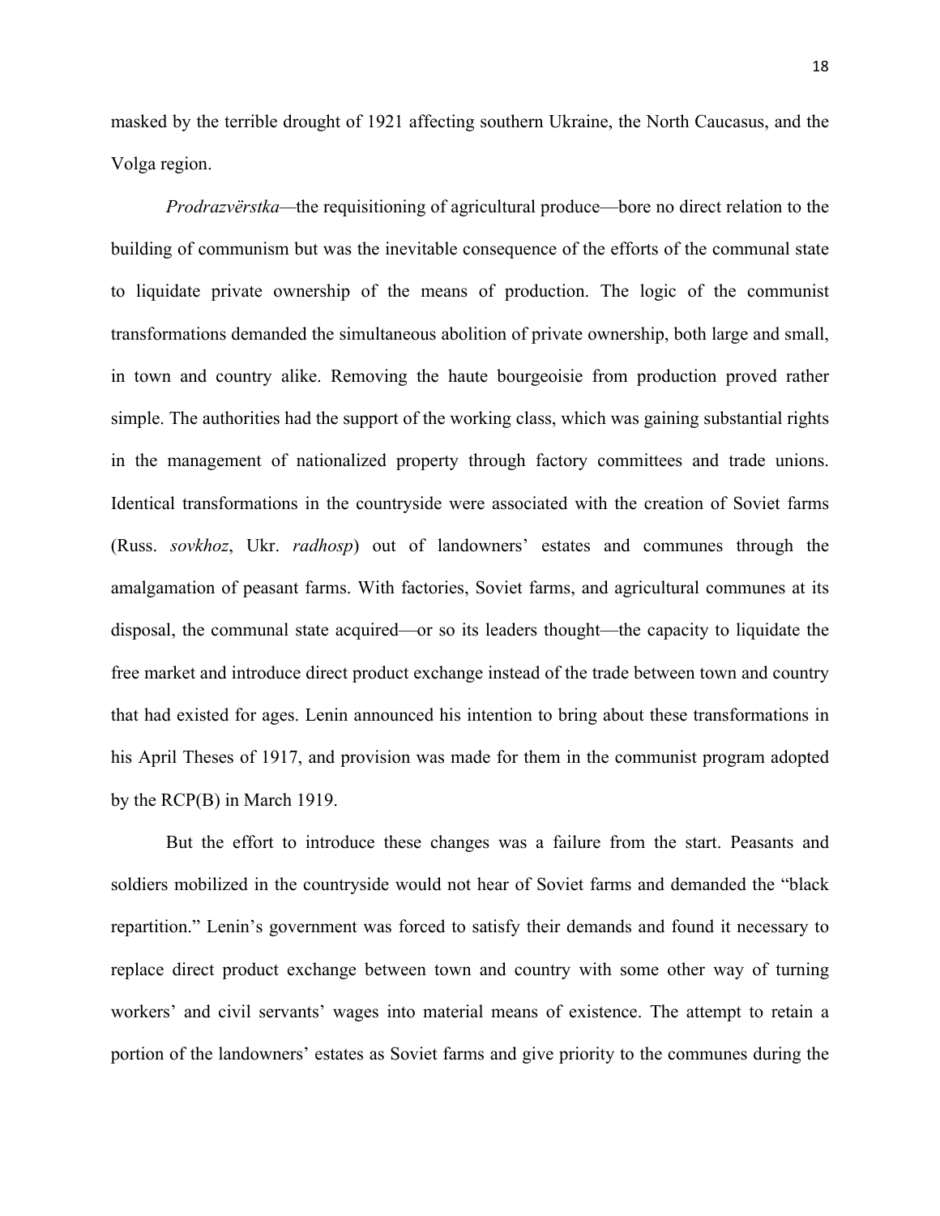masked by the terrible drought of 1921 affecting southern Ukraine, the North Caucasus, and the Volga region.

*Prodrazvërstka*—the requisitioning of agricultural produce—bore no direct relation to the building of communism but was the inevitable consequence of the efforts of the communal state to liquidate private ownership of the means of production. The logic of the communist transformations demanded the simultaneous abolition of private ownership, both large and small, in town and country alike. Removing the haute bourgeoisie from production proved rather simple. The authorities had the support of the working class, which was gaining substantial rights in the management of nationalized property through factory committees and trade unions. Identical transformations in the countryside were associated with the creation of Soviet farms (Russ. *sovkhoz*, Ukr. *radhosp*) out of landowners' estates and communes through the amalgamation of peasant farms. With factories, Soviet farms, and agricultural communes at its disposal, the communal state acquired—or so its leaders thought—the capacity to liquidate the free market and introduce direct product exchange instead of the trade between town and country that had existed for ages. Lenin announced his intention to bring about these transformations in his April Theses of 1917, and provision was made for them in the communist program adopted by the RCP(B) in March 1919.

But the effort to introduce these changes was a failure from the start. Peasants and soldiers mobilized in the countryside would not hear of Soviet farms and demanded the "black repartition." Lenin's government was forced to satisfy their demands and found it necessary to replace direct product exchange between town and country with some other way of turning workers' and civil servants' wages into material means of existence. The attempt to retain a portion of the landowners' estates as Soviet farms and give priority to the communes during the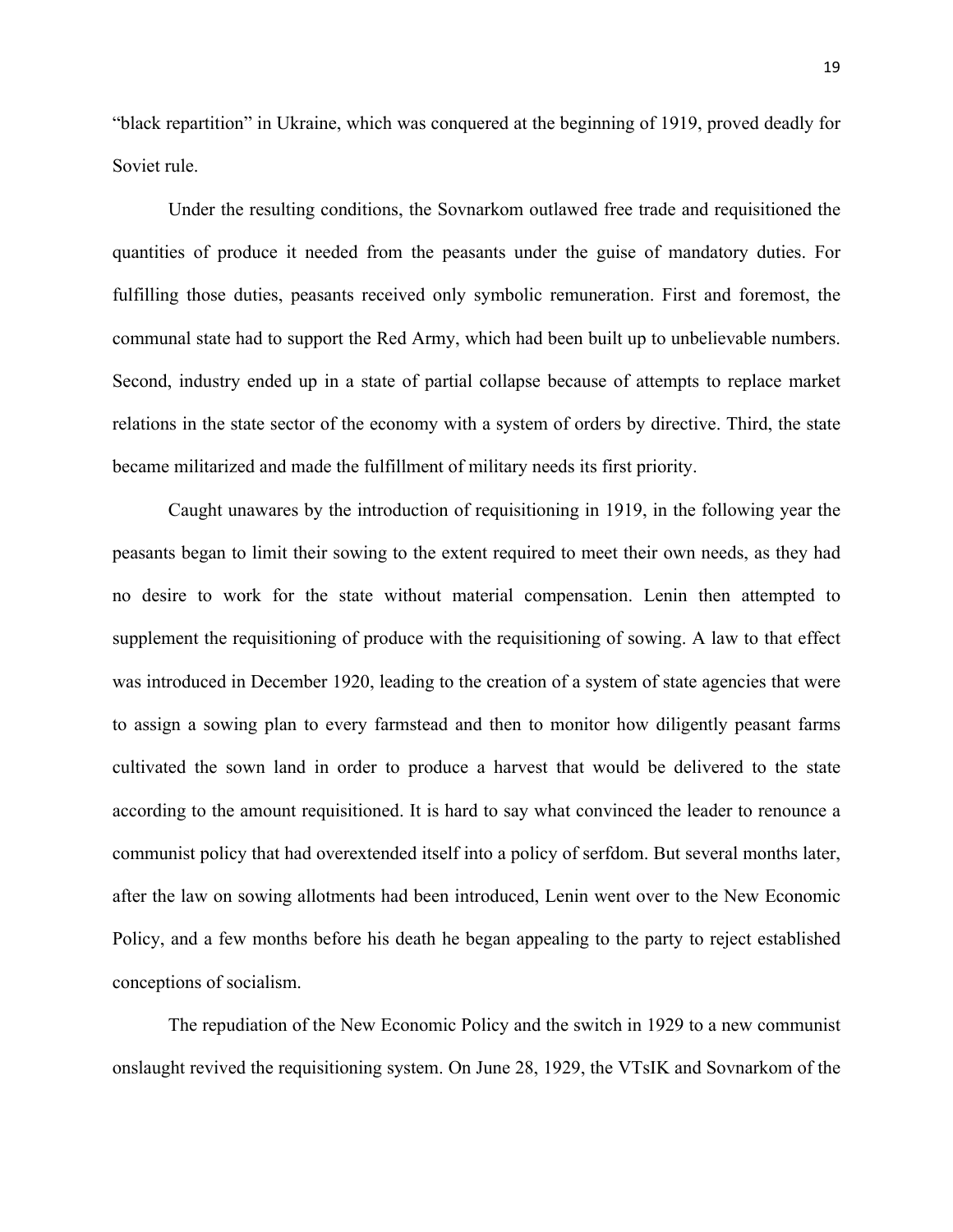"black repartition" in Ukraine, which was conquered at the beginning of 1919, proved deadly for Soviet rule.

Under the resulting conditions, the Sovnarkom outlawed free trade and requisitioned the quantities of produce it needed from the peasants under the guise of mandatory duties. For fulfilling those duties, peasants received only symbolic remuneration. First and foremost, the communal state had to support the Red Army, which had been built up to unbelievable numbers. Second, industry ended up in a state of partial collapse because of attempts to replace market relations in the state sector of the economy with a system of orders by directive. Third, the state became militarized and made the fulfillment of military needs its first priority.

Caught unawares by the introduction of requisitioning in 1919, in the following year the peasants began to limit their sowing to the extent required to meet their own needs, as they had no desire to work for the state without material compensation. Lenin then attempted to supplement the requisitioning of produce with the requisitioning of sowing. A law to that effect was introduced in December 1920, leading to the creation of a system of state agencies that were to assign a sowing plan to every farmstead and then to monitor how diligently peasant farms cultivated the sown land in order to produce a harvest that would be delivered to the state according to the amount requisitioned. It is hard to say what convinced the leader to renounce a communist policy that had overextended itself into a policy of serfdom. But several months later, after the law on sowing allotments had been introduced, Lenin went over to the New Economic Policy, and a few months before his death he began appealing to the party to reject established conceptions of socialism.

The repudiation of the New Economic Policy and the switch in 1929 to a new communist onslaught revived the requisitioning system. On June 28, 1929, the VTsIK and Sovnarkom of the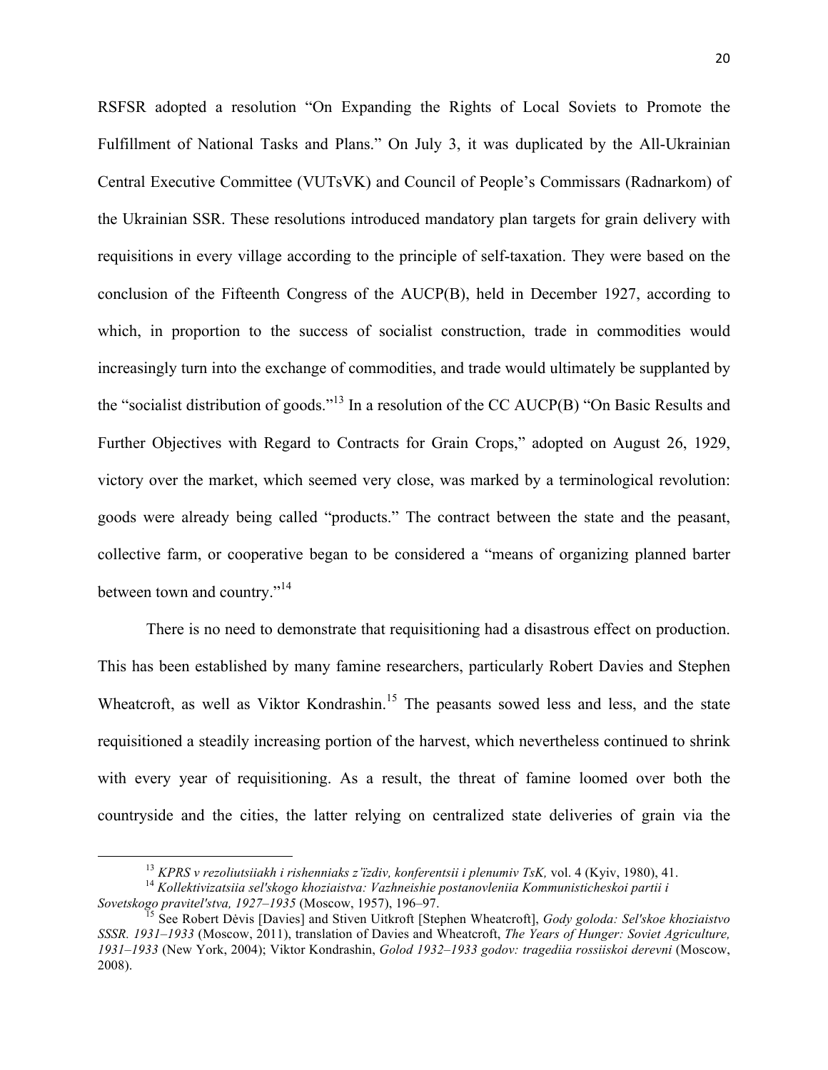RSFSR adopted a resolution "On Expanding the Rights of Local Soviets to Promote the Fulfillment of National Tasks and Plans." On July 3, it was duplicated by the All-Ukrainian Central Executive Committee (VUTsVK) and Council of People's Commissars (Radnarkom) of the Ukrainian SSR. These resolutions introduced mandatory plan targets for grain delivery with requisitions in every village according to the principle of self-taxation. They were based on the conclusion of the Fifteenth Congress of the AUCP(B), held in December 1927, according to which, in proportion to the success of socialist construction, trade in commodities would increasingly turn into the exchange of commodities, and trade would ultimately be supplanted by the "socialist distribution of goods."[13] In a resolution of the CC AUCP(B) "On Basic Results and Further Objectives with Regard to Contracts for Grain Crops," adopted on August 26, 1929, victory over the market, which seemed very close, was marked by a terminological revolution: goods were already being called "products." The contract between the state and the peasant, collective farm, or cooperative began to be considered a "means of organizing planned barter between town and country."[14]

There is no need to demonstrate that requisitioning had a disastrous effect on production. This has been established by many famine researchers, particularly Robert Davies and Stephen Wheatcroft, as well as Viktor Kondrashin.[15] The peasants sowed less and less, and the state requisitioned a steadily increasing portion of the harvest, which nevertheless continued to shrink with every year of requisitioning. As a result, the threat of famine loomed over both the countryside and the cities, the latter relying on centralized state deliveries of grain via the

---

[13] *KPRS v rezoliutsiiakh i rishenniaks z'ïzdiv, konferentsii i plenumiv TsK,* vol. 4 (Kyiv, 1980), 41.

[14] *Kollektivizatsiia sel'skogo khoziaistva: Vazhneishie postanovleniia Kommunisticheskoi partii i Sovetskogo pravitel'stva, 1927–1935* (Moscow, 1957), 196–97.

[15] See Robert Dėvis [Davies] and Stiven Uitkroft [Stephen Wheatcroft], *Gody goloda: Sel'skoe khoziaistvo SSSR. 1931–1933* (Moscow, 2011), translation of Davies and Wheatcroft, *The Years of Hunger: Soviet Agriculture, 1931–1933* (New York, 2004); Viktor Kondrashin, *Golod 1932–1933 godov: tragediia rossiiskoi derevni* (Moscow, 2008).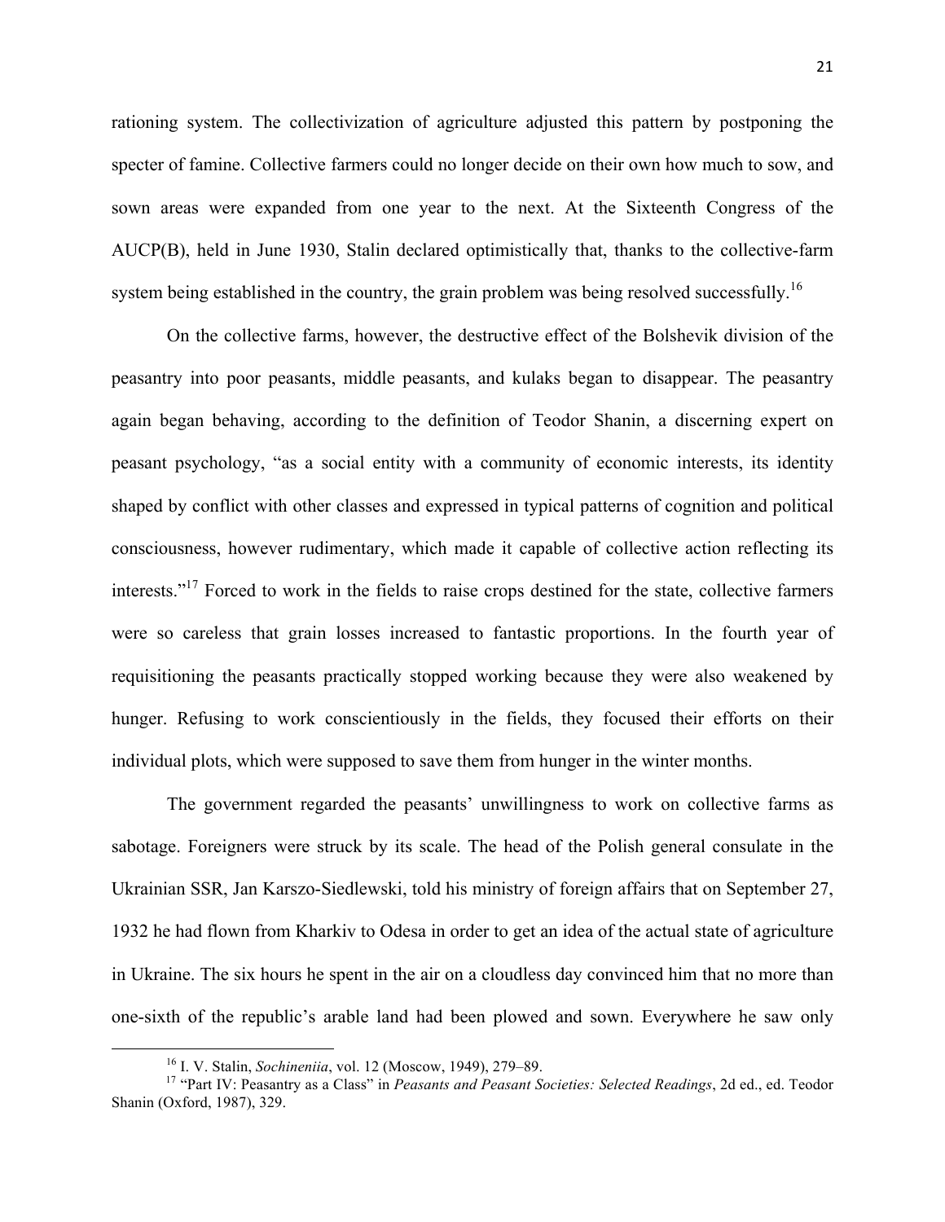rationing system. The collectivization of agriculture adjusted this pattern by postponing the specter of famine. Collective farmers could no longer decide on their own how much to sow, and sown areas were expanded from one year to the next. At the Sixteenth Congress of the AUCP(B), held in June 1930, Stalin declared optimistically that, thanks to the collective-farm system being established in the country, the grain problem was being resolved successfully.[16]

On the collective farms, however, the destructive effect of the Bolshevik division of the peasantry into poor peasants, middle peasants, and kulaks began to disappear. The peasantry again began behaving, according to the definition of Teodor Shanin, a discerning expert on peasant psychology, "as a social entity with a community of economic interests, its identity shaped by conflict with other classes and expressed in typical patterns of cognition and political consciousness, however rudimentary, which made it capable of collective action reflecting its interests."[17] Forced to work in the fields to raise crops destined for the state, collective farmers were so careless that grain losses increased to fantastic proportions. In the fourth year of requisitioning the peasants practically stopped working because they were also weakened by hunger. Refusing to work conscientiously in the fields, they focused their efforts on their individual plots, which were supposed to save them from hunger in the winter months.

The government regarded the peasants' unwillingness to work on collective farms as sabotage. Foreigners were struck by its scale. The head of the Polish general consulate in the Ukrainian SSR, Jan Karszo-Siedlewski, told his ministry of foreign affairs that on September 27, 1932 he had flown from Kharkiv to Odesa in order to get an idea of the actual state of agriculture in Ukraine. The six hours he spent in the air on a cloudless day convinced him that no more than one-sixth of the republic's arable land had been plowed and sown. Everywhere he saw only

---

[16] I. V. Stalin, *Sochineniia*, vol. 12 (Moscow, 1949), 279–89.

[17] "Part IV: Peasantry as a Class" in *Peasants and Peasant Societies: Selected Readings*, 2d ed., ed. Teodor Shanin (Oxford, 1987), 329.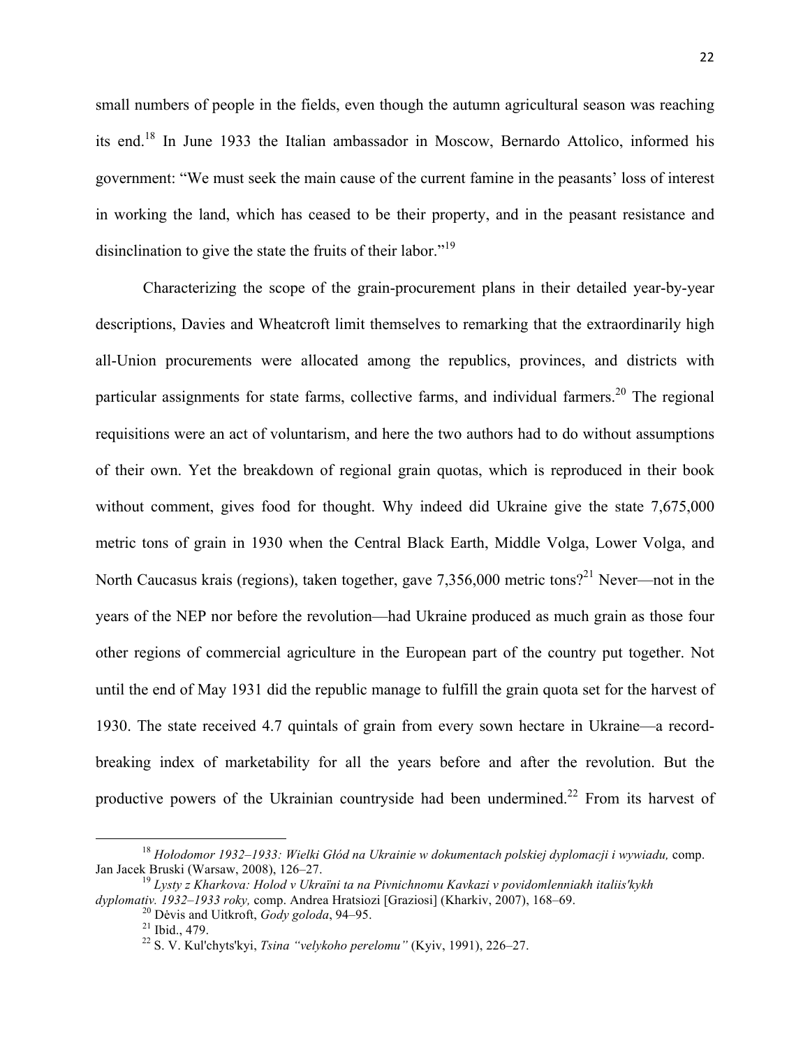small numbers of people in the fields, even though the autumn agricultural season was reaching its end.[18] In June 1933 the Italian ambassador in Moscow, Bernardo Attolico, informed his government: "We must seek the main cause of the current famine in the peasants' loss of interest in working the land, which has ceased to be their property, and in the peasant resistance and disinclination to give the state the fruits of their labor."[19]

Characterizing the scope of the grain-procurement plans in their detailed year-by-year descriptions, Davies and Wheatcroft limit themselves to remarking that the extraordinarily high all-Union procurements were allocated among the republics, provinces, and districts with particular assignments for state farms, collective farms, and individual farmers.[20] The regional requisitions were an act of voluntarism, and here the two authors had to do without assumptions of their own. Yet the breakdown of regional grain quotas, which is reproduced in their book without comment, gives food for thought. Why indeed did Ukraine give the state 7,675,000 metric tons of grain in 1930 when the Central Black Earth, Middle Volga, Lower Volga, and North Caucasus krais (regions), taken together, gave 7,356,000 metric tons?[21] Never—not in the years of the NEP nor before the revolution—had Ukraine produced as much grain as those four other regions of commercial agriculture in the European part of the country put together. Not until the end of May 1931 did the republic manage to fulfill the grain quota set for the harvest of 1930. The state received 4.7 quintals of grain from every sown hectare in Ukraine—a record-breaking index of marketability for all the years before and after the revolution. But the productive powers of the Ukrainian countryside had been undermined.[22] From its harvest of

---

[18] *Hołodomor 1932–1933: Wielki Głód na Ukrainie w dokumentach polskiej dyplomacji i wywiadu,* comp. Jan Jacek Bruski (Warsaw, 2008), 126–27.

[19] *Lysty z Kharkova: Holod v Ukraïni ta na Pivnichnomu Kavkazi v povidomlenniakh italiis'kykh dyplomativ. 1932–1933 roky,* comp. Andrea Hratsiozi [Graziosi] (Kharkiv, 2007), 168–69.

[20] Dėvis and Uitkroft, *Gody goloda*, 94–95.

[21] Ibid., 479.

[22] S. V. Kul'chyts'kyi, *Tsina "velykoho perelomu"* (Kyiv, 1991), 226–27.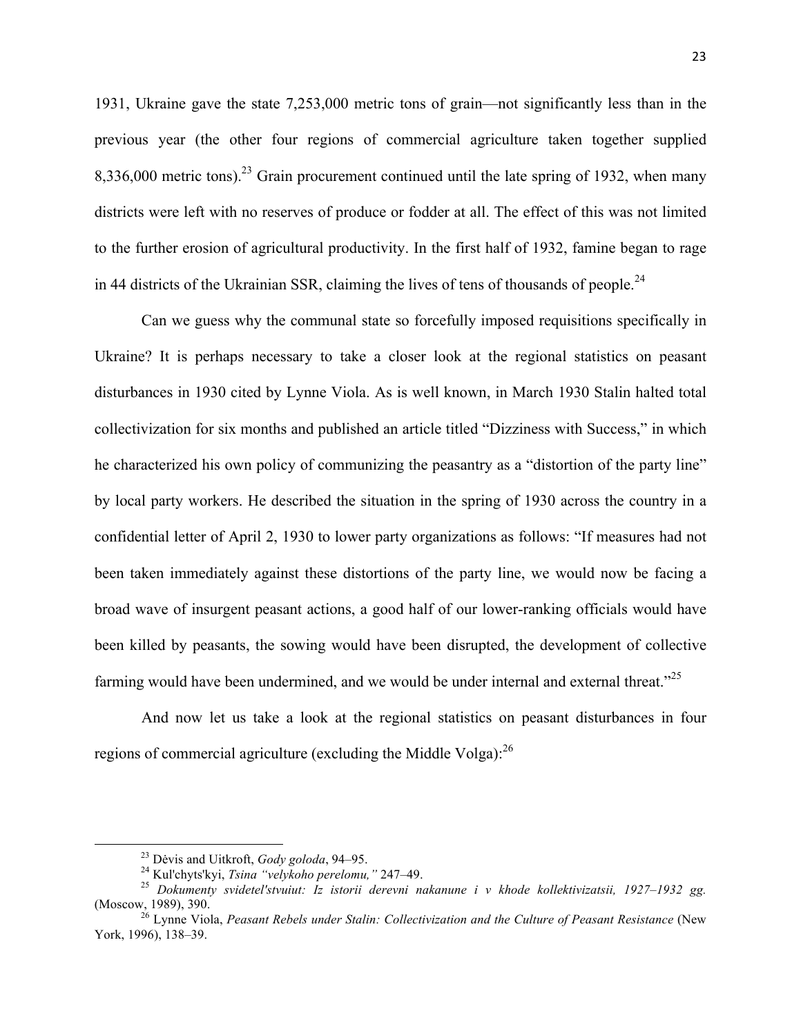1931, Ukraine gave the state 7,253,000 metric tons of grain—not significantly less than in the previous year (the other four regions of commercial agriculture taken together supplied 8,336,000 metric tons).[23] Grain procurement continued until the late spring of 1932, when many districts were left with no reserves of produce or fodder at all. The effect of this was not limited to the further erosion of agricultural productivity. In the first half of 1932, famine began to rage in 44 districts of the Ukrainian SSR, claiming the lives of tens of thousands of people.[24]

Can we guess why the communal state so forcefully imposed requisitions specifically in Ukraine? It is perhaps necessary to take a closer look at the regional statistics on peasant disturbances in 1930 cited by Lynne Viola. As is well known, in March 1930 Stalin halted total collectivization for six months and published an article titled "Dizziness with Success," in which he characterized his own policy of communizing the peasantry as a "distortion of the party line" by local party workers. He described the situation in the spring of 1930 across the country in a confidential letter of April 2, 1930 to lower party organizations as follows: "If measures had not been taken immediately against these distortions of the party line, we would now be facing a broad wave of insurgent peasant actions, a good half of our lower-ranking officials would have been killed by peasants, the sowing would have been disrupted, the development of collective farming would have been undermined, and we would be under internal and external threat."[25]

And now let us take a look at the regional statistics on peasant disturbances in four regions of commercial agriculture (excluding the Middle Volga):[26]

---

[23] Dėvis and Uitkroft, *Gody goloda*, 94–95.

[24] Kul'chyts'kyi, *Tsina "velykoho perelomu,"* 247–49.

[25] *Dokumenty svidetel'stvuiut: Iz istorii derevni nakanune i v khode kollektivizatsii, 1927–1932 gg.* (Moscow, 1989), 390.

[26] Lynne Viola, *Peasant Rebels under Stalin: Collectivization and the Culture of Peasant Resistance* (New York, 1996), 138–39.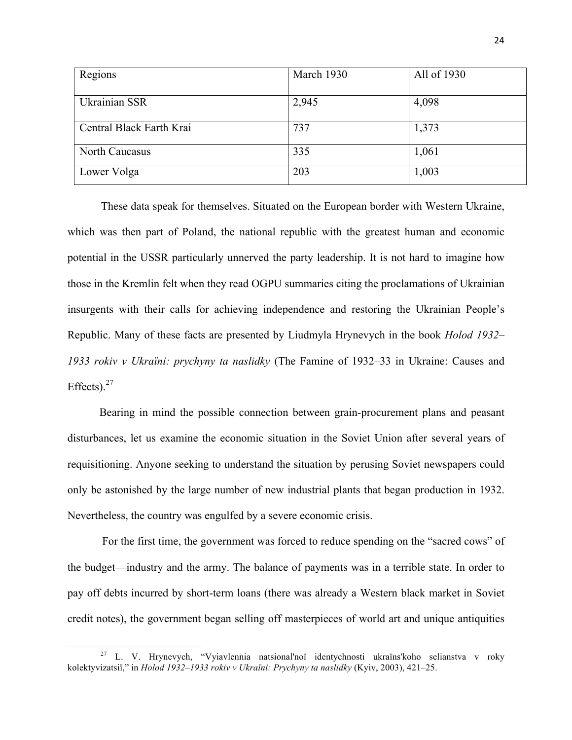| Regions | March 1930 | All of 1930 |
| --- | --- | --- |
| Ukrainian SSR | 2,945 | 4,098 |
| Central Black Earth Krai | 737 | 1,373 |
| North Caucasus | 335 | 1,061 |
| Lower Volga | 203 | 1,003 |

These data speak for themselves. Situated on the European border with Western Ukraine, which was then part of Poland, the national republic with the greatest human and economic potential in the USSR particularly unnerved the party leadership. It is not hard to imagine how those in the Kremlin felt when they read OGPU summaries citing the proclamations of Ukrainian insurgents with their calls for achieving independence and restoring the Ukrainian People's Republic. Many of these facts are presented by Liudmyla Hrynevych in the book *Holod 1932–1933 rokiv v Ukraïni: prychyny ta naslidky* (The Famine of 1932–33 in Ukraine: Causes and Effects).[27]

Bearing in mind the possible connection between grain-procurement plans and peasant disturbances, let us examine the economic situation in the Soviet Union after several years of requisitioning. Anyone seeking to understand the situation by perusing Soviet newspapers could only be astonished by the large number of new industrial plants that began production in 1932. Nevertheless, the country was engulfed by a severe economic crisis.

For the first time, the government was forced to reduce spending on the "sacred cows" of the budget—industry and the army. The balance of payments was in a terrible state. In order to pay off debts incurred by short-term loans (there was already a Western black market in Soviet credit notes), the government began selling off masterpieces of world art and unique antiquities

---

[27] L. V. Hrynevych, "Vyiavlennia natsional'noï identychnosti ukraïns'koho selianstva v roky kolektyvizatsiï," in *Holod 1932–1933 rokiv v Ukraïni: Prychyny ta naslidky* (Kyiv, 2003), 421–25.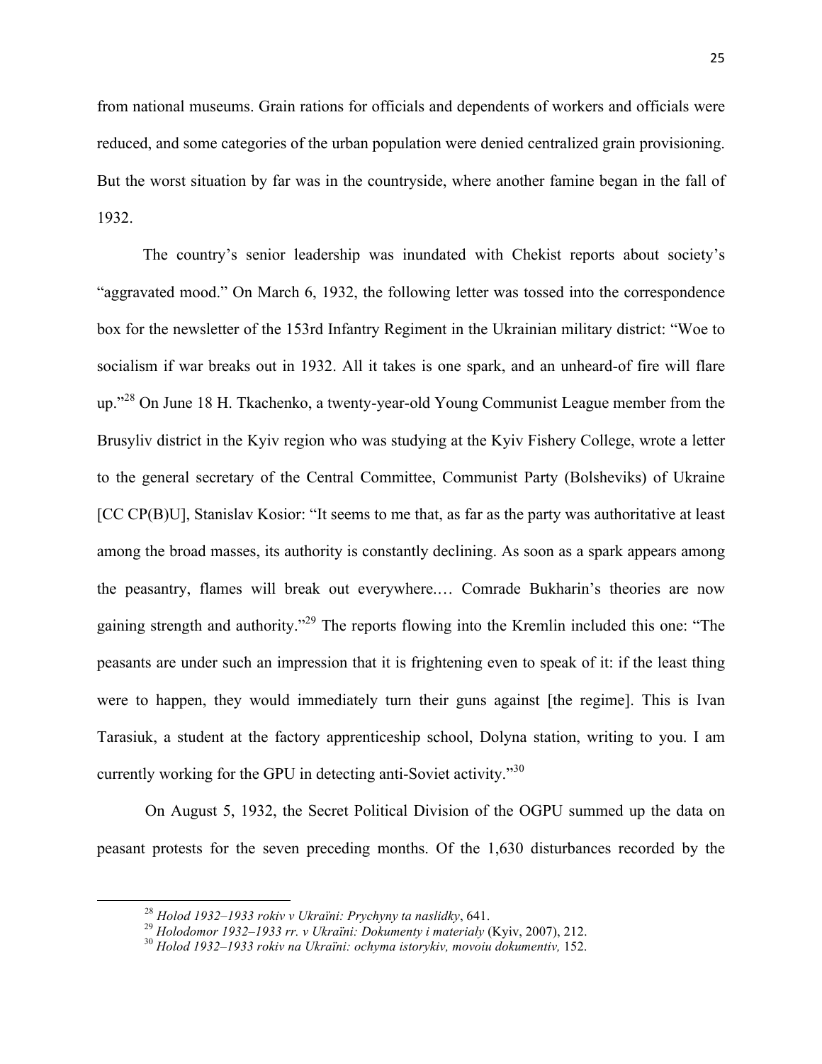from national museums. Grain rations for officials and dependents of workers and officials were reduced, and some categories of the urban population were denied centralized grain provisioning. But the worst situation by far was in the countryside, where another famine began in the fall of 1932.

The country's senior leadership was inundated with Chekist reports about society's "aggravated mood." On March 6, 1932, the following letter was tossed into the correspondence box for the newsletter of the 153rd Infantry Regiment in the Ukrainian military district: "Woe to socialism if war breaks out in 1932. All it takes is one spark, and an unheard-of fire will flare up."[28] On June 18 H. Tkachenko, a twenty-year-old Young Communist League member from the Brusyliv district in the Kyiv region who was studying at the Kyiv Fishery College, wrote a letter to the general secretary of the Central Committee, Communist Party (Bolsheviks) of Ukraine [CC CP(B)U], Stanislav Kosior: "It seems to me that, as far as the party was authoritative at least among the broad masses, its authority is constantly declining. As soon as a spark appears among the peasantry, flames will break out everywhere.… Comrade Bukharin's theories are now gaining strength and authority."[29] The reports flowing into the Kremlin included this one: "The peasants are under such an impression that it is frightening even to speak of it: if the least thing were to happen, they would immediately turn their guns against [the regime]. This is Ivan Tarasiuk, a student at the factory apprenticeship school, Dolyna station, writing to you. I am currently working for the GPU in detecting anti-Soviet activity."[30]

On August 5, 1932, the Secret Political Division of the OGPU summed up the data on peasant protests for the seven preceding months. Of the 1,630 disturbances recorded by the

---

[28] *Holod 1932–1933 rokiv v Ukraïni: Prychyny ta naslidky*, 641.

[29] *Holodomor 1932–1933 rr. v Ukraïni: Dokumenty i materialy* (Kyiv, 2007), 212.

[30] *Holod 1932–1933 rokiv na Ukraïni: ochyma istorykiv, movoiu dokumentiv,* 152.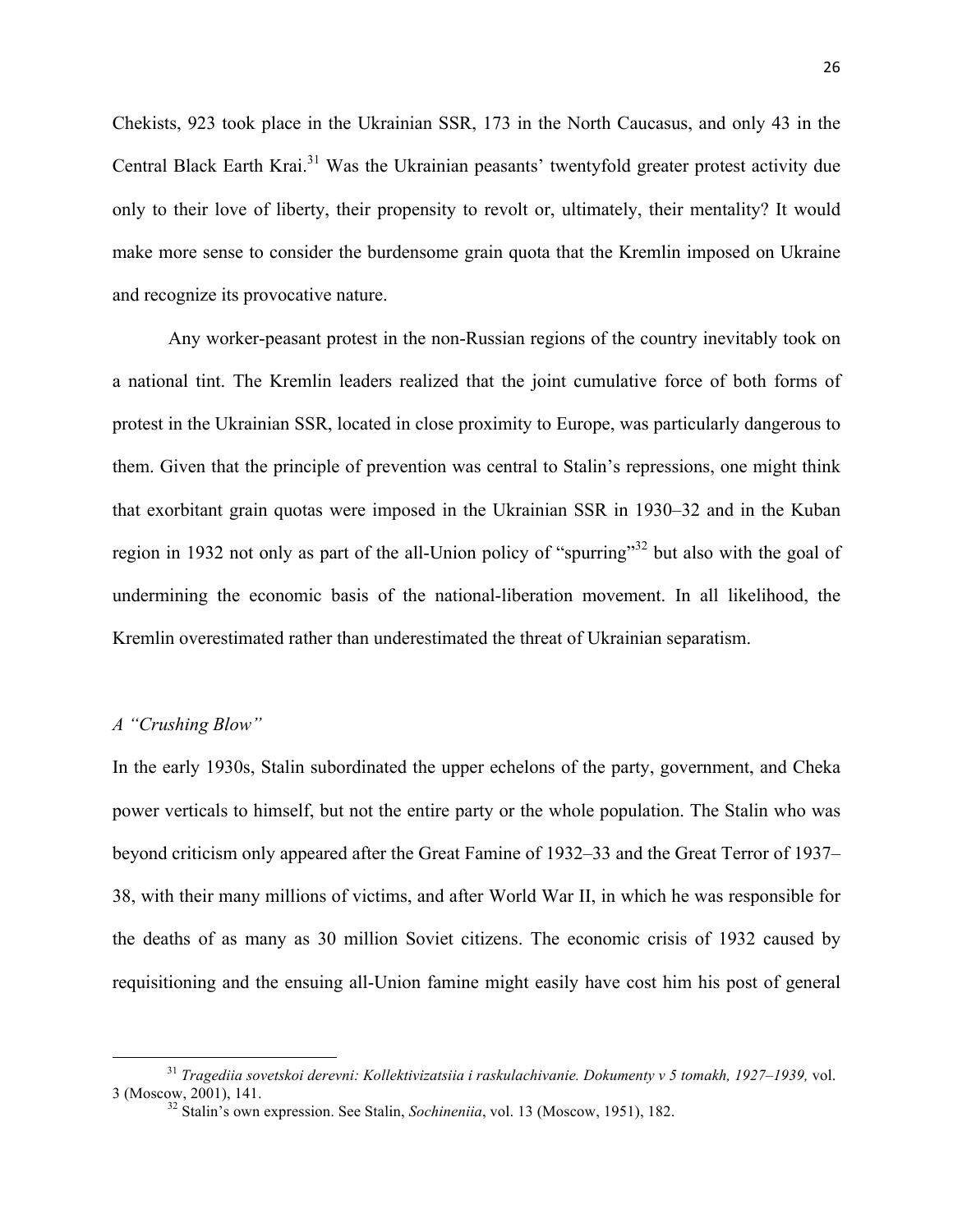Chekists, 923 took place in the Ukrainian SSR, 173 in the North Caucasus, and only 43 in the Central Black Earth Krai.[31] Was the Ukrainian peasants' twentyfold greater protest activity due only to their love of liberty, their propensity to revolt or, ultimately, their mentality? It would make more sense to consider the burdensome grain quota that the Kremlin imposed on Ukraine and recognize its provocative nature.

Any worker-peasant protest in the non-Russian regions of the country inevitably took on a national tint. The Kremlin leaders realized that the joint cumulative force of both forms of protest in the Ukrainian SSR, located in close proximity to Europe, was particularly dangerous to them. Given that the principle of prevention was central to Stalin's repressions, one might think that exorbitant grain quotas were imposed in the Ukrainian SSR in 1930–32 and in the Kuban region in 1932 not only as part of the all-Union policy of "spurring"[32] but also with the goal of undermining the economic basis of the national-liberation movement. In all likelihood, the Kremlin overestimated rather than underestimated the threat of Ukrainian separatism.

### *A "Crushing Blow"*

In the early 1930s, Stalin subordinated the upper echelons of the party, government, and Cheka power verticals to himself, but not the entire party or the whole population. The Stalin who was beyond criticism only appeared after the Great Famine of 1932–33 and the Great Terror of 1937–38, with their many millions of victims, and after World War II, in which he was responsible for the deaths of as many as 30 million Soviet citizens. The economic crisis of 1932 caused by requisitioning and the ensuing all-Union famine might easily have cost him his post of general

---

[31] *Tragediia sovetskoi derevni: Kollektivizatsiia i raskulachivanie. Dokumenty v 5 tomakh, 1927–1939,* vol. 3 (Moscow, 2001), 141.

[32] Stalin's own expression. See Stalin, *Sochineniia*, vol. 13 (Moscow, 1951), 182.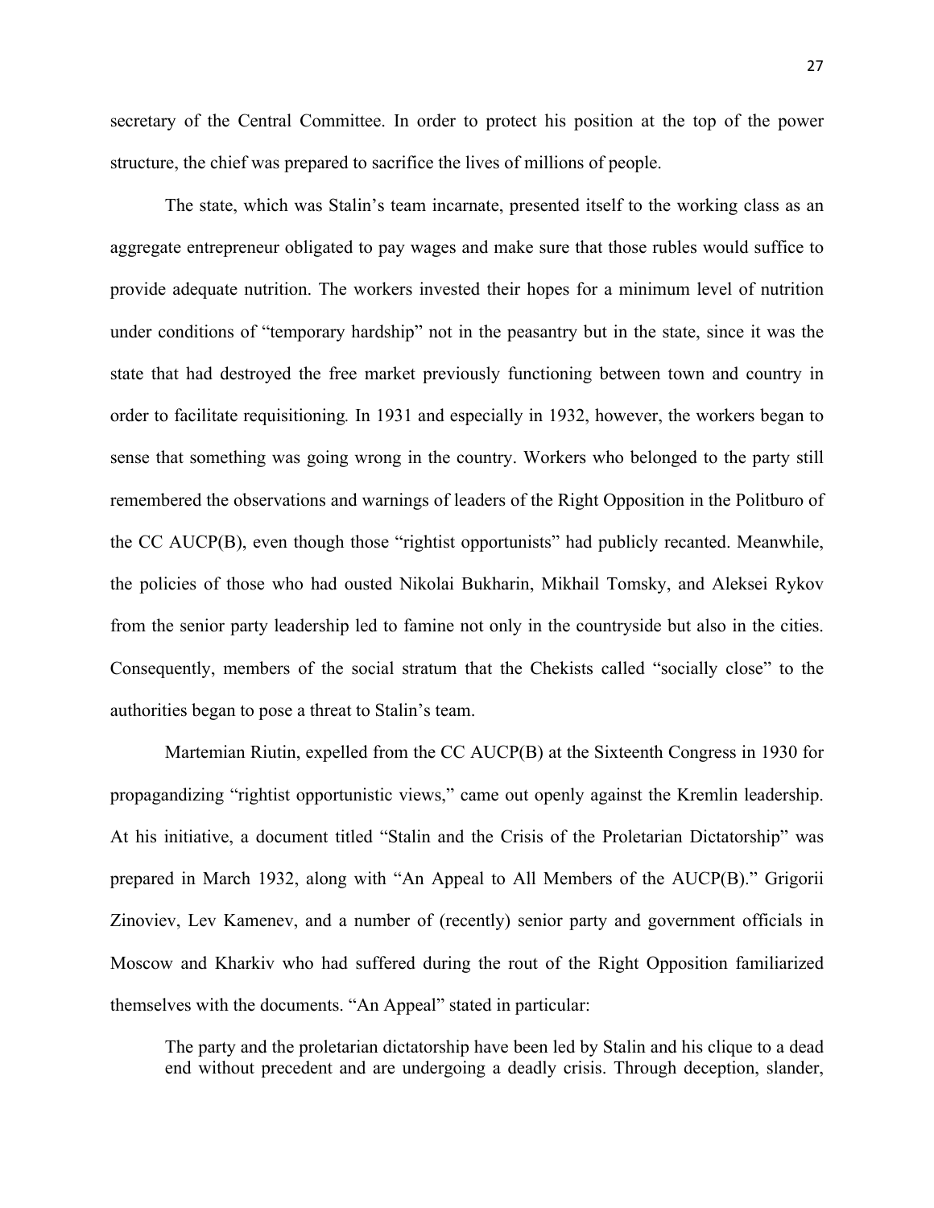secretary of the Central Committee. In order to protect his position at the top of the power structure, the chief was prepared to sacrifice the lives of millions of people.

The state, which was Stalin's team incarnate, presented itself to the working class as an aggregate entrepreneur obligated to pay wages and make sure that those rubles would suffice to provide adequate nutrition. The workers invested their hopes for a minimum level of nutrition under conditions of "temporary hardship" not in the peasantry but in the state, since it was the state that had destroyed the free market previously functioning between town and country in order to facilitate requisitioning. In 1931 and especially in 1932, however, the workers began to sense that something was going wrong in the country. Workers who belonged to the party still remembered the observations and warnings of leaders of the Right Opposition in the Politburo of the CC AUCP(B), even though those "rightist opportunists" had publicly recanted. Meanwhile, the policies of those who had ousted Nikolai Bukharin, Mikhail Tomsky, and Aleksei Rykov from the senior party leadership led to famine not only in the countryside but also in the cities. Consequently, members of the social stratum that the Chekists called "socially close" to the authorities began to pose a threat to Stalin's team.

Martemian Riutin, expelled from the CC AUCP(B) at the Sixteenth Congress in 1930 for propagandizing "rightist opportunistic views," came out openly against the Kremlin leadership. At his initiative, a document titled "Stalin and the Crisis of the Proletarian Dictatorship" was prepared in March 1932, along with "An Appeal to All Members of the AUCP(B)." Grigorii Zinoviev, Lev Kamenev, and a number of (recently) senior party and government officials in Moscow and Kharkiv who had suffered during the rout of the Right Opposition familiarized themselves with the documents. "An Appeal" stated in particular:

> The party and the proletarian dictatorship have been led by Stalin and his clique to a dead end without precedent and are undergoing a deadly crisis. Through deception, slander,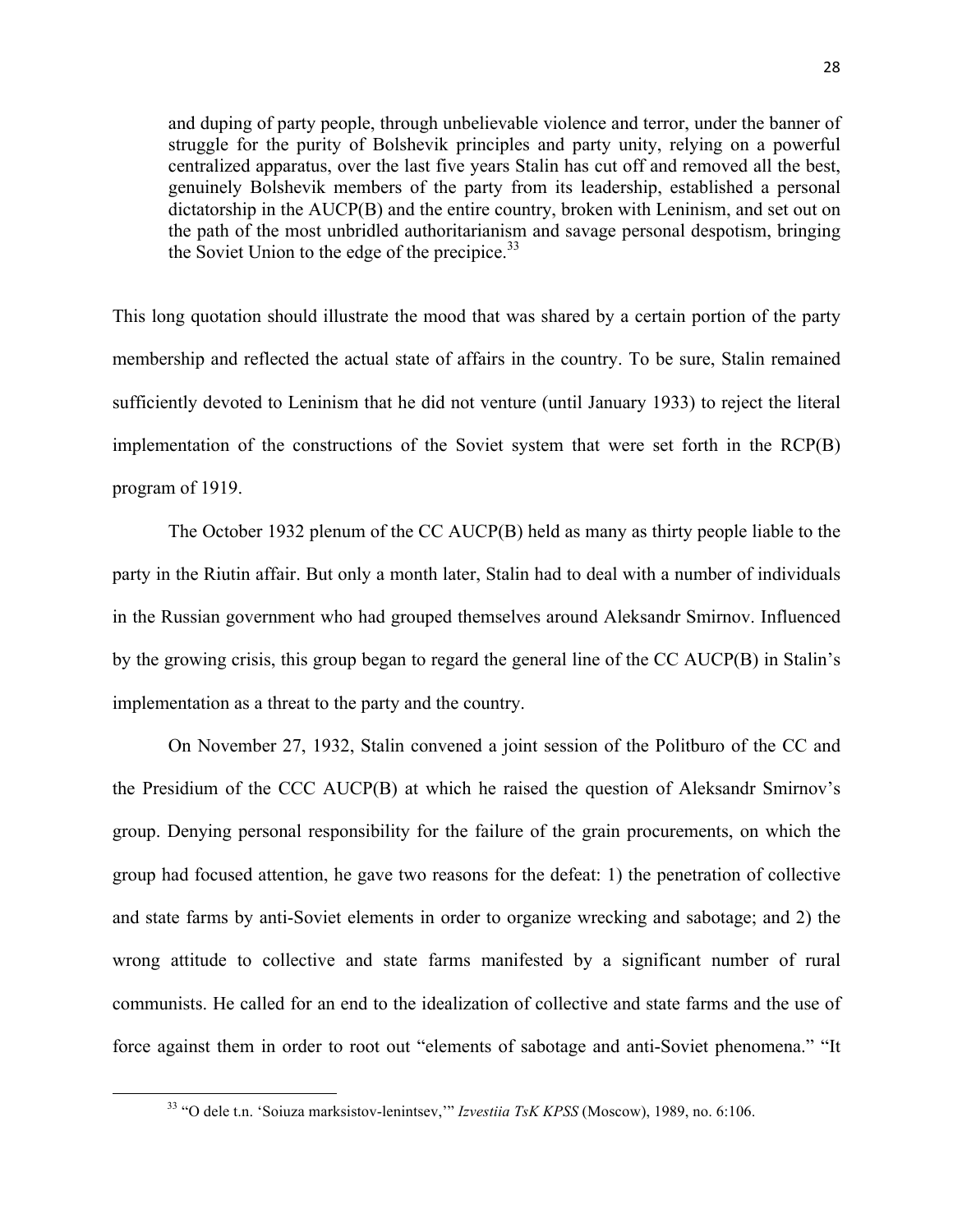> and duping of party people, through unbelievable violence and terror, under the banner of struggle for the purity of Bolshevik principles and party unity, relying on a powerful centralized apparatus, over the last five years Stalin has cut off and removed all the best, genuinely Bolshevik members of the party from its leadership, established a personal dictatorship in the AUCP(B) and the entire country, broken with Leninism, and set out on the path of the most unbridled authoritarianism and savage personal despotism, bringing the Soviet Union to the edge of the precipice.[33]

This long quotation should illustrate the mood that was shared by a certain portion of the party membership and reflected the actual state of affairs in the country. To be sure, Stalin remained sufficiently devoted to Leninism that he did not venture (until January 1933) to reject the literal implementation of the constructions of the Soviet system that were set forth in the RCP(B) program of 1919.

The October 1932 plenum of the CC AUCP(B) held as many as thirty people liable to the party in the Riutin affair. But only a month later, Stalin had to deal with a number of individuals in the Russian government who had grouped themselves around Aleksandr Smirnov. Influenced by the growing crisis, this group began to regard the general line of the CC AUCP(B) in Stalin's implementation as a threat to the party and the country.

On November 27, 1932, Stalin convened a joint session of the Politburo of the CC and the Presidium of the CCC AUCP(B) at which he raised the question of Aleksandr Smirnov's group. Denying personal responsibility for the failure of the grain procurements, on which the group had focused attention, he gave two reasons for the defeat: 1) the penetration of collective and state farms by anti-Soviet elements in order to organize wrecking and sabotage; and 2) the wrong attitude to collective and state farms manifested by a significant number of rural communists. He called for an end to the idealization of collective and state farms and the use of force against them in order to root out "elements of sabotage and anti-Soviet phenomena." "It

[33] "O dele t.n. 'Soiuza marksistov-lenintsev,'" *Izvestiia TsK KPSS* (Moscow), 1989, no. 6:106.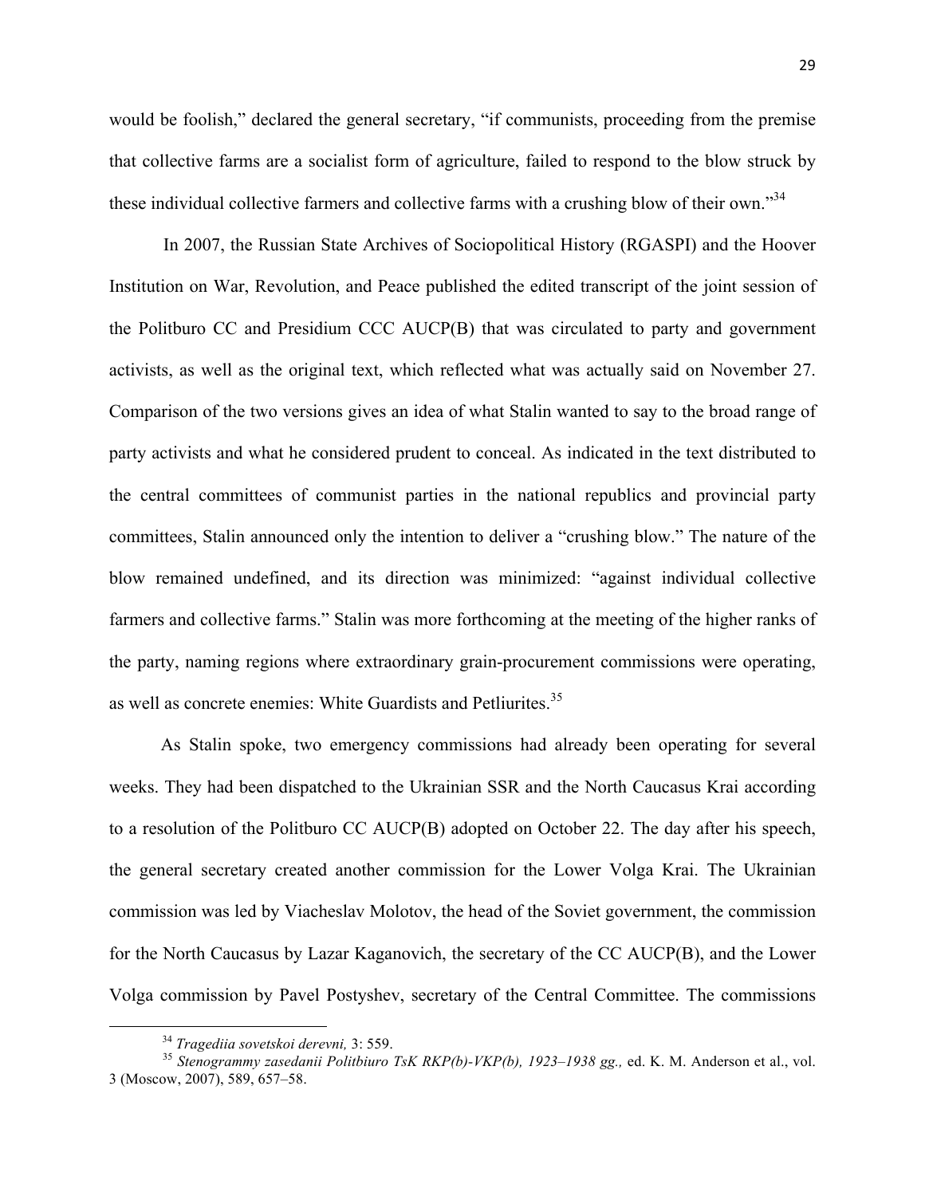would be foolish," declared the general secretary, "if communists, proceeding from the premise that collective farms are a socialist form of agriculture, failed to respond to the blow struck by these individual collective farmers and collective farms with a crushing blow of their own."[34]

In 2007, the Russian State Archives of Sociopolitical History (RGASPI) and the Hoover Institution on War, Revolution, and Peace published the edited transcript of the joint session of the Politburo CC and Presidium CCC AUCP(B) that was circulated to party and government activists, as well as the original text, which reflected what was actually said on November 27. Comparison of the two versions gives an idea of what Stalin wanted to say to the broad range of party activists and what he considered prudent to conceal. As indicated in the text distributed to the central committees of communist parties in the national republics and provincial party committees, Stalin announced only the intention to deliver a "crushing blow." The nature of the blow remained undefined, and its direction was minimized: "against individual collective farmers and collective farms." Stalin was more forthcoming at the meeting of the higher ranks of the party, naming regions where extraordinary grain-procurement commissions were operating, as well as concrete enemies: White Guardists and Petliurites.[35]

As Stalin spoke, two emergency commissions had already been operating for several weeks. They had been dispatched to the Ukrainian SSR and the North Caucasus Krai according to a resolution of the Politburo CC AUCP(B) adopted on October 22. The day after his speech, the general secretary created another commission for the Lower Volga Krai. The Ukrainian commission was led by Viacheslav Molotov, the head of the Soviet government, the commission for the North Caucasus by Lazar Kaganovich, the secretary of the CC AUCP(B), and the Lower Volga commission by Pavel Postyshev, secretary of the Central Committee. The commissions

---

[34] *Tragediia sovetskoi derevni,* 3: 559.

[35] *Stenogrammy zasedanii Politbiuro TsK RKP(b)-VKP(b), 1923–1938 gg.,* ed. K. M. Anderson et al., vol. 3 (Moscow, 2007), 589, 657–58.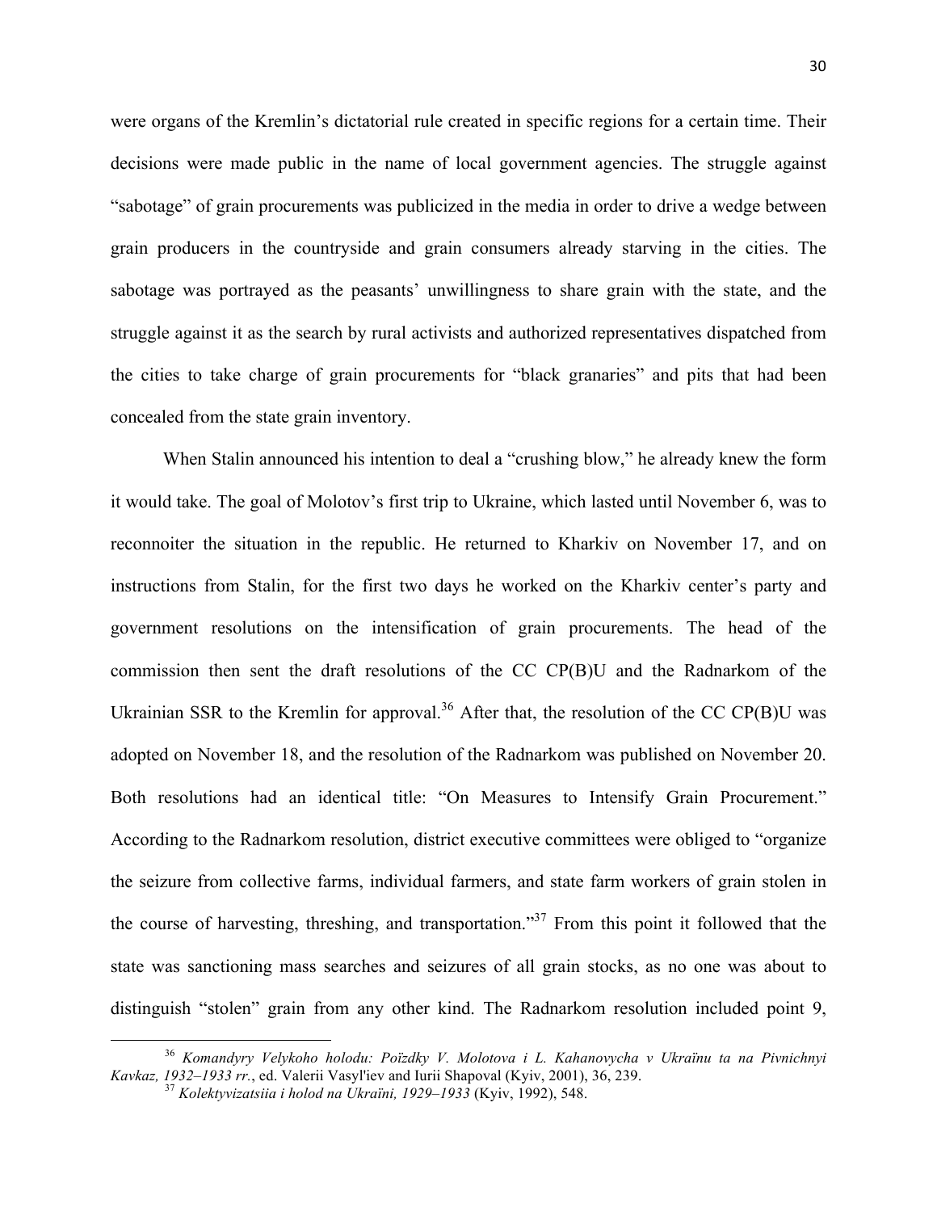were organs of the Kremlin's dictatorial rule created in specific regions for a certain time. Their decisions were made public in the name of local government agencies. The struggle against "sabotage" of grain procurements was publicized in the media in order to drive a wedge between grain producers in the countryside and grain consumers already starving in the cities. The sabotage was portrayed as the peasants' unwillingness to share grain with the state, and the struggle against it as the search by rural activists and authorized representatives dispatched from the cities to take charge of grain procurements for "black granaries" and pits that had been concealed from the state grain inventory.

When Stalin announced his intention to deal a "crushing blow," he already knew the form it would take. The goal of Molotov's first trip to Ukraine, which lasted until November 6, was to reconnoiter the situation in the republic. He returned to Kharkiv on November 17, and on instructions from Stalin, for the first two days he worked on the Kharkiv center's party and government resolutions on the intensification of grain procurements. The head of the commission then sent the draft resolutions of the CC CP(B)U and the Radnarkom of the Ukrainian SSR to the Kremlin for approval.[36] After that, the resolution of the CC CP(B)U was adopted on November 18, and the resolution of the Radnarkom was published on November 20. Both resolutions had an identical title: "On Measures to Intensify Grain Procurement." According to the Radnarkom resolution, district executive committees were obliged to "organize the seizure from collective farms, individual farmers, and state farm workers of grain stolen in the course of harvesting, threshing, and transportation."[37] From this point it followed that the state was sanctioning mass searches and seizures of all grain stocks, as no one was about to distinguish "stolen" grain from any other kind. The Radnarkom resolution included point 9,

---

[36] *Komandyry Velykoho holodu: Poïzdky V. Molotova i L. Kahanovycha v Ukraïnu ta na Pivnichnyi Kavkaz, 1932–1933 rr.*, ed. Valerii Vasyl'iev and Iurii Shapoval (Kyiv, 2001), 36, 239.

[37] *Kolektyvizatsiia i holod na Ukraïni, 1929–1933* (Kyiv, 1992), 548.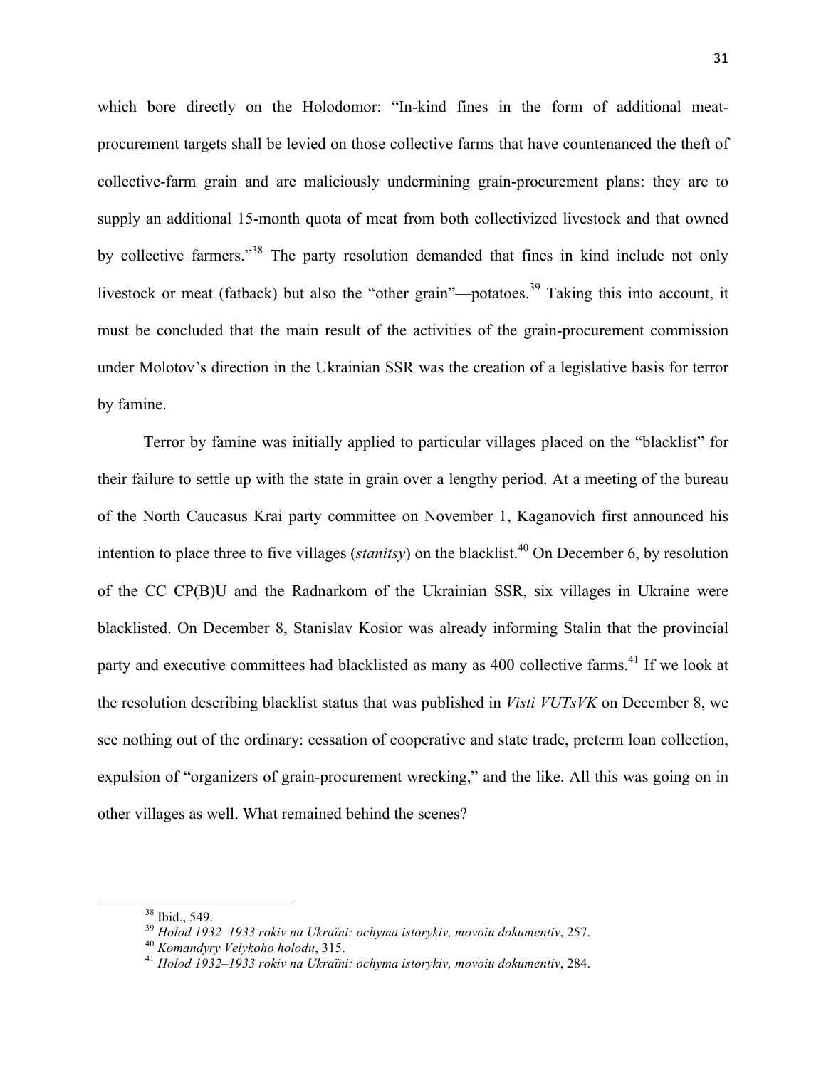which bore directly on the Holodomor: "In-kind fines in the form of additional meat-procurement targets shall be levied on those collective farms that have countenanced the theft of collective-farm grain and are maliciously undermining grain-procurement plans: they are to supply an additional 15-month quota of meat from both collectivized livestock and that owned by collective farmers."[38] The party resolution demanded that fines in kind include not only livestock or meat (fatback) but also the "other grain"—potatoes.[39] Taking this into account, it must be concluded that the main result of the activities of the grain-procurement commission under Molotov's direction in the Ukrainian SSR was the creation of a legislative basis for terror by famine.

Terror by famine was initially applied to particular villages placed on the "blacklist" for their failure to settle up with the state in grain over a lengthy period. At a meeting of the bureau of the North Caucasus Krai party committee on November 1, Kaganovich first announced his intention to place three to five villages (*stanitsy*) on the blacklist.[40] On December 6, by resolution of the CC CP(B)U and the Radnarkom of the Ukrainian SSR, six villages in Ukraine were blacklisted. On December 8, Stanislav Kosior was already informing Stalin that the provincial party and executive committees had blacklisted as many as 400 collective farms.[41] If we look at the resolution describing blacklist status that was published in *Visti VUTsVK* on December 8, we see nothing out of the ordinary: cessation of cooperative and state trade, preterm loan collection, expulsion of "organizers of grain-procurement wrecking," and the like. All this was going on in other villages as well. What remained behind the scenes?

---

[38] Ibid., 549.

[39] *Holod 1932–1933 rokiv na Ukraïni: ochyma istorykiv, movoiu dokumentiv*, 257.

[40] *Komandyry Velykoho holodu*, 315.

[41] *Holod 1932–1933 rokiv na Ukraïni: ochyma istorykiv, movoiu dokumentiv*, 284.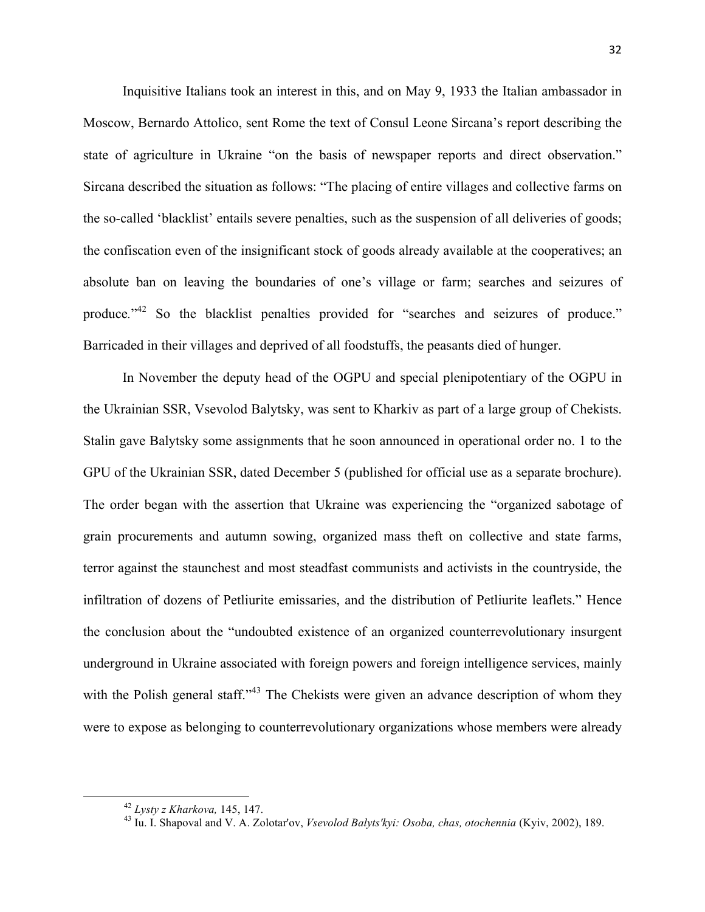Inquisitive Italians took an interest in this, and on May 9, 1933 the Italian ambassador in Moscow, Bernardo Attolico, sent Rome the text of Consul Leone Sircana's report describing the state of agriculture in Ukraine "on the basis of newspaper reports and direct observation." Sircana described the situation as follows: "The placing of entire villages and collective farms on the so-called 'blacklist' entails severe penalties, such as the suspension of all deliveries of goods; the confiscation even of the insignificant stock of goods already available at the cooperatives; an absolute ban on leaving the boundaries of one's village or farm; searches and seizures of produce."[42] So the blacklist penalties provided for "searches and seizures of produce." Barricaded in their villages and deprived of all foodstuffs, the peasants died of hunger.

In November the deputy head of the OGPU and special plenipotentiary of the OGPU in the Ukrainian SSR, Vsevolod Balytsky, was sent to Kharkiv as part of a large group of Chekists. Stalin gave Balytsky some assignments that he soon announced in operational order no. 1 to the GPU of the Ukrainian SSR, dated December 5 (published for official use as a separate brochure). The order began with the assertion that Ukraine was experiencing the "organized sabotage of grain procurements and autumn sowing, organized mass theft on collective and state farms, terror against the staunchest and most steadfast communists and activists in the countryside, the infiltration of dozens of Petliurite emissaries, and the distribution of Petliurite leaflets." Hence the conclusion about the "undoubted existence of an organized counterrevolutionary insurgent underground in Ukraine associated with foreign powers and foreign intelligence services, mainly with the Polish general staff."[43] The Chekists were given an advance description of whom they were to expose as belonging to counterrevolutionary organizations whose members were already

---

[42] *Lysty z Kharkova,* 145, 147.

[43] Iu. I. Shapoval and V. A. Zolotar'ov, *Vsevolod Balyts'kyi: Osoba, chas, otochennia* (Kyiv, 2002), 189.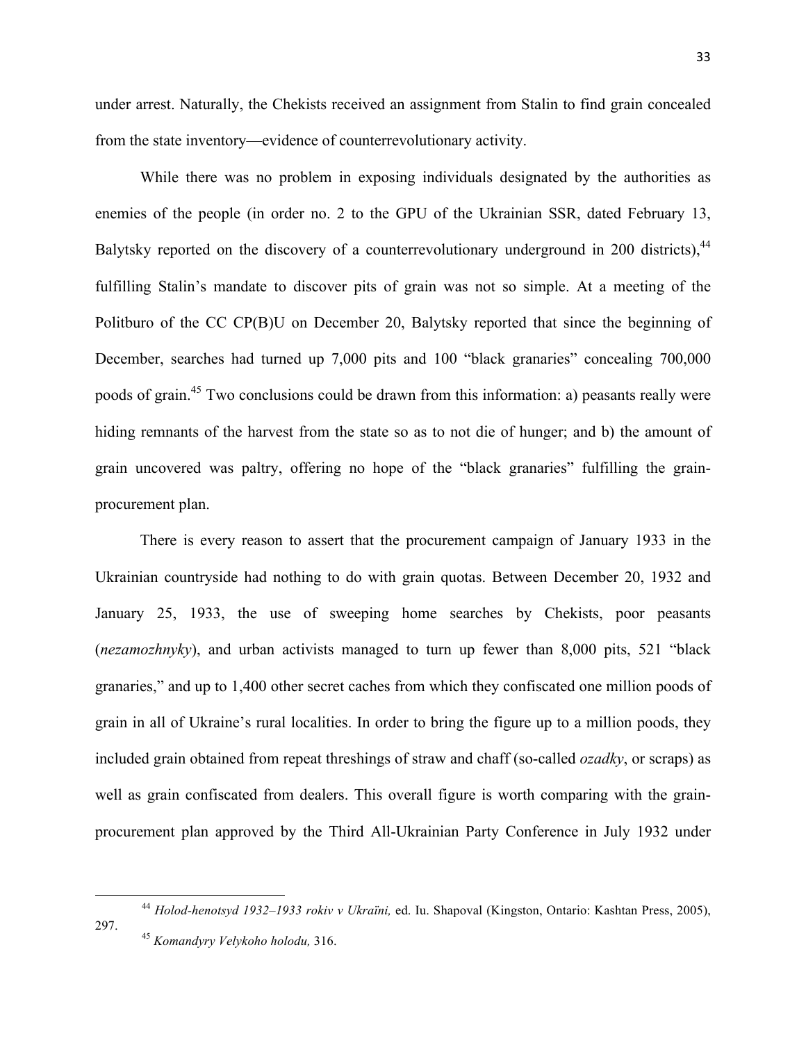under arrest. Naturally, the Chekists received an assignment from Stalin to find grain concealed from the state inventory—evidence of counterrevolutionary activity.

While there was no problem in exposing individuals designated by the authorities as enemies of the people (in order no. 2 to the GPU of the Ukrainian SSR, dated February 13, Balytsky reported on the discovery of a counterrevolutionary underground in 200 districts),[44] fulfilling Stalin's mandate to discover pits of grain was not so simple. At a meeting of the Politburo of the CC CP(B)U on December 20, Balytsky reported that since the beginning of December, searches had turned up 7,000 pits and 100 "black granaries" concealing 700,000 poods of grain.[45] Two conclusions could be drawn from this information: a) peasants really were hiding remnants of the harvest from the state so as to not die of hunger; and b) the amount of grain uncovered was paltry, offering no hope of the "black granaries" fulfilling the grain-procurement plan.

There is every reason to assert that the procurement campaign of January 1933 in the Ukrainian countryside had nothing to do with grain quotas. Between December 20, 1932 and January 25, 1933, the use of sweeping home searches by Chekists, poor peasants (*nezamozhnyky*), and urban activists managed to turn up fewer than 8,000 pits, 521 "black granaries," and up to 1,400 other secret caches from which they confiscated one million poods of grain in all of Ukraine's rural localities. In order to bring the figure up to a million poods, they included grain obtained from repeat threshings of straw and chaff (so-called *ozadky*, or scraps) as well as grain confiscated from dealers. This overall figure is worth comparing with the grain-procurement plan approved by the Third All-Ukrainian Party Conference in July 1932 under

---

[44] *Holod-henotsyd 1932–1933 rokiv v Ukraïni,* ed. Iu. Shapoval (Kingston, Ontario: Kashtan Press, 2005), 297.

[45] *Komandyry Velykoho holodu,* 316.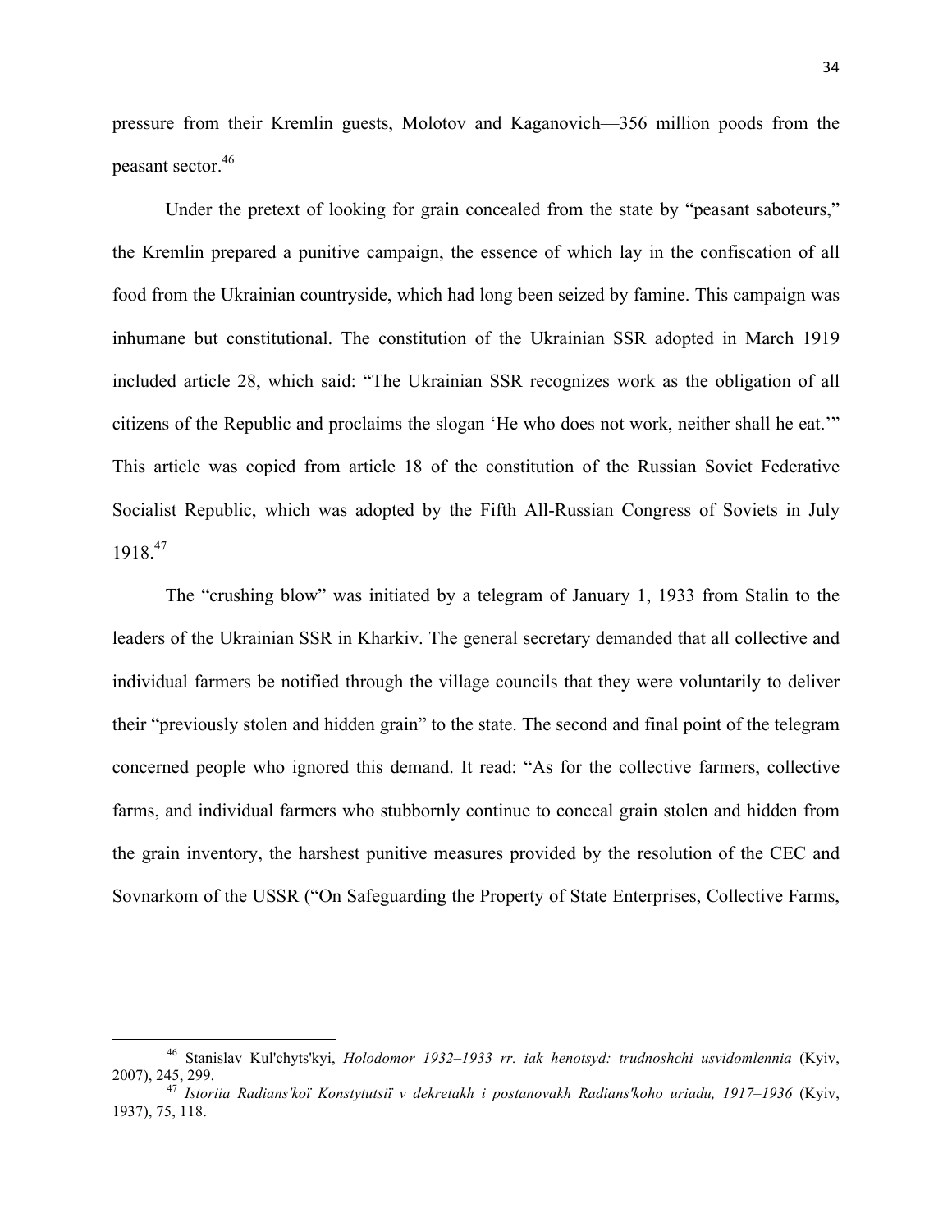pressure from their Kremlin guests, Molotov and Kaganovich—356 million poods from the peasant sector.[46]

Under the pretext of looking for grain concealed from the state by "peasant saboteurs," the Kremlin prepared a punitive campaign, the essence of which lay in the confiscation of all food from the Ukrainian countryside, which had long been seized by famine. This campaign was inhumane but constitutional. The constitution of the Ukrainian SSR adopted in March 1919 included article 28, which said: "The Ukrainian SSR recognizes work as the obligation of all citizens of the Republic and proclaims the slogan 'He who does not work, neither shall he eat.'" This article was copied from article 18 of the constitution of the Russian Soviet Federative Socialist Republic, which was adopted by the Fifth All-Russian Congress of Soviets in July 1918.[47]

The "crushing blow" was initiated by a telegram of January 1, 1933 from Stalin to the leaders of the Ukrainian SSR in Kharkiv. The general secretary demanded that all collective and individual farmers be notified through the village councils that they were voluntarily to deliver their "previously stolen and hidden grain" to the state. The second and final point of the telegram concerned people who ignored this demand. It read: "As for the collective farmers, collective farms, and individual farmers who stubbornly continue to conceal grain stolen and hidden from the grain inventory, the harshest punitive measures provided by the resolution of the CEC and Sovnarkom of the USSR ("On Safeguarding the Property of State Enterprises, Collective Farms,

---

[46] Stanislav Kul'chyts'kyi, *Holodomor 1932–1933 rr. iak henotsyd: trudnoshchi usvidomlennia* (Kyiv, 2007), 245, 299.

[47] *Istoriia Radians'koï Konstytutsiï v dekretakh i postanovakh Radians'koho uriadu, 1917–1936* (Kyiv, 1937), 75, 118.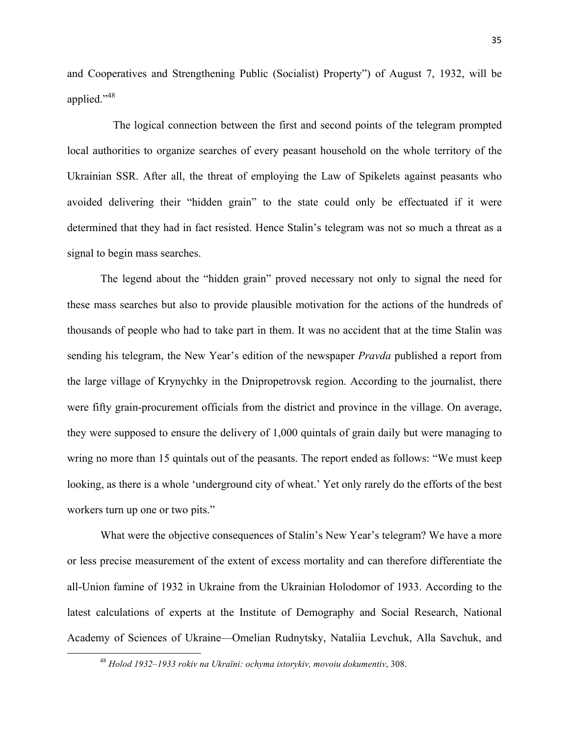and Cooperatives and Strengthening Public (Socialist) Property") of August 7, 1932, will be applied."[48]

The logical connection between the first and second points of the telegram prompted local authorities to organize searches of every peasant household on the whole territory of the Ukrainian SSR. After all, the threat of employing the Law of Spikelets against peasants who avoided delivering their "hidden grain" to the state could only be effectuated if it were determined that they had in fact resisted. Hence Stalin's telegram was not so much a threat as a signal to begin mass searches.

The legend about the "hidden grain" proved necessary not only to signal the need for these mass searches but also to provide plausible motivation for the actions of the hundreds of thousands of people who had to take part in them. It was no accident that at the time Stalin was sending his telegram, the New Year's edition of the newspaper *Pravda* published a report from the large village of Krynychky in the Dnipropetrovsk region. According to the journalist, there were fifty grain-procurement officials from the district and province in the village. On average, they were supposed to ensure the delivery of 1,000 quintals of grain daily but were managing to wring no more than 15 quintals out of the peasants. The report ended as follows: "We must keep looking, as there is a whole 'underground city of wheat.' Yet only rarely do the efforts of the best workers turn up one or two pits."

What were the objective consequences of Stalin's New Year's telegram? We have a more or less precise measurement of the extent of excess mortality and can therefore differentiate the all-Union famine of 1932 in Ukraine from the Ukrainian Holodomor of 1933. According to the latest calculations of experts at the Institute of Demography and Social Research, National Academy of Sciences of Ukraine—Omelian Rudnytsky, Nataliia Levchuk, Alla Savchuk, and

---

[48] *Holod 1932–1933 rokiv na Ukraïni: ochyma istorykiv, movoiu dokumentiv*, 308.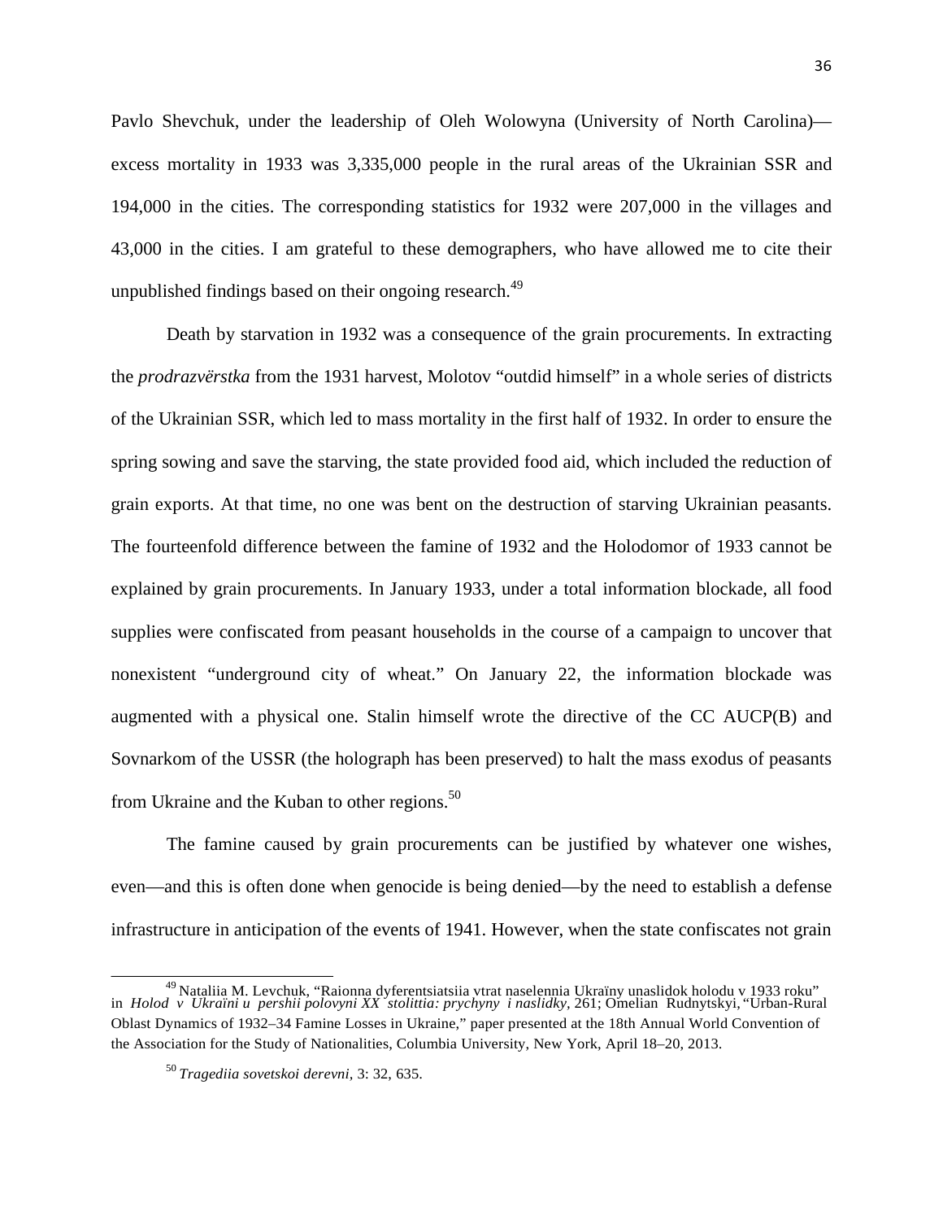Pavlo Shevchuk, under the leadership of Oleh Wolowyna (University of North Carolina)—excess mortality in 1933 was 3,335,000 people in the rural areas of the Ukrainian SSR and 194,000 in the cities. The corresponding statistics for 1932 were 207,000 in the villages and 43,000 in the cities. I am grateful to these demographers, who have allowed me to cite their unpublished findings based on their ongoing research.[49]

Death by starvation in 1932 was a consequence of the grain procurements. In extracting the *prodrazvërstka* from the 1931 harvest, Molotov "outdid himself" in a whole series of districts of the Ukrainian SSR, which led to mass mortality in the first half of 1932. In order to ensure the spring sowing and save the starving, the state provided food aid, which included the reduction of grain exports. At that time, no one was bent on the destruction of starving Ukrainian peasants. The fourteenfold difference between the famine of 1932 and the Holodomor of 1933 cannot be explained by grain procurements. In January 1933, under a total information blockade, all food supplies were confiscated from peasant households in the course of a campaign to uncover that nonexistent "underground city of wheat." On January 22, the information blockade was augmented with a physical one. Stalin himself wrote the directive of the CC AUCP(B) and Sovnarkom of the USSR (the holograph has been preserved) to halt the mass exodus of peasants from Ukraine and the Kuban to other regions.[50]

The famine caused by grain procurements can be justified by whatever one wishes, even—and this is often done when genocide is being denied—by the need to establish a defense infrastructure in anticipation of the events of 1941. However, when the state confiscates not grain

---

[49] Nataliia M. Levchuk, "Raionna dyferentsiatsiia vtrat naselennia Ukraïny unaslidok holodu v 1933 roku" in *Holod v Ukraïni u pershii polovyni XX stolittia: prychyny i naslidky*, 261; Omelian Rudnytskyi, "Urban-Rural Oblast Dynamics of 1932–34 Famine Losses in Ukraine," paper presented at the 18th Annual World Convention of the Association for the Study of Nationalities, Columbia University, New York, April 18–20, 2013.

[50] *Tragediia sovetskoi derevni*, 3: 32, 635.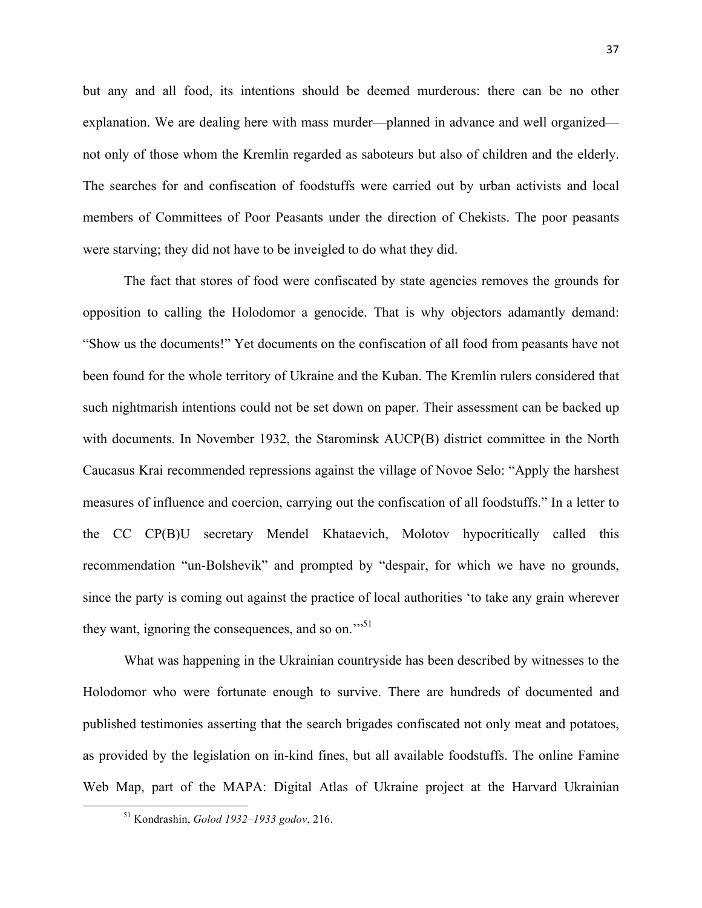but any and all food, its intentions should be deemed murderous: there can be no other explanation. We are dealing here with mass murder—planned in advance and well organized—not only of those whom the Kremlin regarded as saboteurs but also of children and the elderly. The searches for and confiscation of foodstuffs were carried out by urban activists and local members of Committees of Poor Peasants under the direction of Chekists. The poor peasants were starving; they did not have to be inveigled to do what they did.

The fact that stores of food were confiscated by state agencies removes the grounds for opposition to calling the Holodomor a genocide. That is why objectors adamantly demand: "Show us the documents!" Yet documents on the confiscation of all food from peasants have not been found for the whole territory of Ukraine and the Kuban. The Kremlin rulers considered that such nightmarish intentions could not be set down on paper. Their assessment can be backed up with documents. In November 1932, the Starominsk AUCP(B) district committee in the North Caucasus Krai recommended repressions against the village of Novoe Selo: "Apply the harshest measures of influence and coercion, carrying out the confiscation of all foodstuffs." In a letter to the CC CP(B)U secretary Mendel Khataevich, Molotov hypocritically called this recommendation "un-Bolshevik" and prompted by "despair, for which we have no grounds, since the party is coming out against the practice of local authorities 'to take any grain wherever they want, ignoring the consequences, and so on.'"[51]

What was happening in the Ukrainian countryside has been described by witnesses to the Holodomor who were fortunate enough to survive. There are hundreds of documented and published testimonies asserting that the search brigades confiscated not only meat and potatoes, as provided by the legislation on in-kind fines, but all available foodstuffs. The online Famine Web Map, part of the MAPA: Digital Atlas of Ukraine project at the Harvard Ukrainian

---

[51] Kondrashin, *Golod 1932–1933 godov*, 216.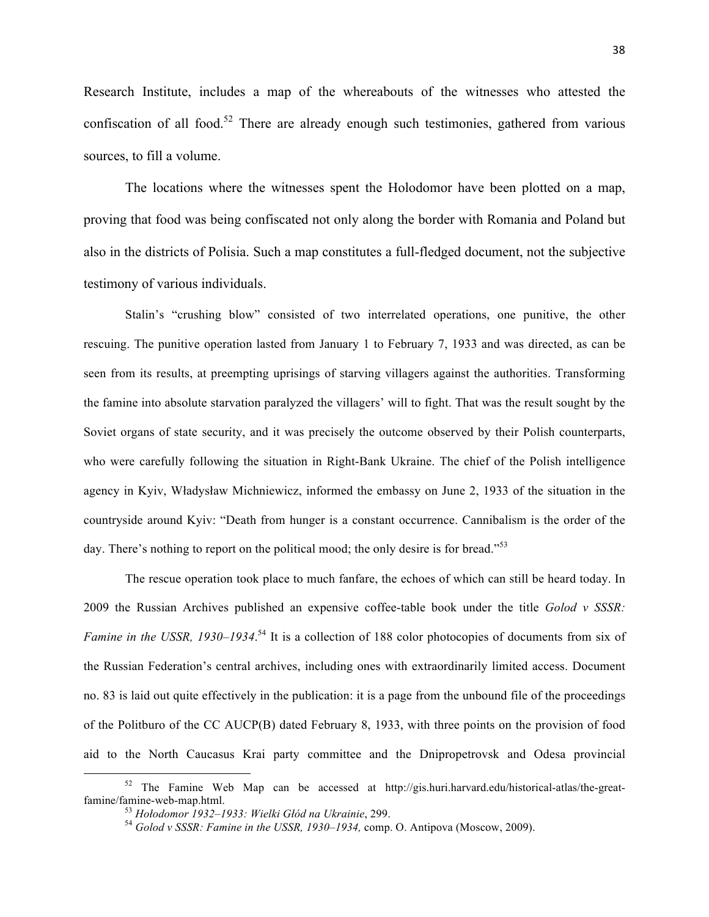Research Institute, includes a map of the whereabouts of the witnesses who attested the confiscation of all food.[52] There are already enough such testimonies, gathered from various sources, to fill a volume.

The locations where the witnesses spent the Holodomor have been plotted on a map, proving that food was being confiscated not only along the border with Romania and Poland but also in the districts of Polisia. Such a map constitutes a full-fledged document, not the subjective testimony of various individuals.

Stalin's "crushing blow" consisted of two interrelated operations, one punitive, the other rescuing. The punitive operation lasted from January 1 to February 7, 1933 and was directed, as can be seen from its results, at preempting uprisings of starving villagers against the authorities. Transforming the famine into absolute starvation paralyzed the villagers' will to fight. That was the result sought by the Soviet organs of state security, and it was precisely the outcome observed by their Polish counterparts, who were carefully following the situation in Right-Bank Ukraine. The chief of the Polish intelligence agency in Kyiv, Władysław Michniewicz, informed the embassy on June 2, 1933 of the situation in the countryside around Kyiv: "Death from hunger is a constant occurrence. Cannibalism is the order of the day. There's nothing to report on the political mood; the only desire is for bread."[53]

The rescue operation took place to much fanfare, the echoes of which can still be heard today. In 2009 the Russian Archives published an expensive coffee-table book under the title *Golod v SSSR: Famine in the USSR, 1930–1934*.[54] It is a collection of 188 color photocopies of documents from six of the Russian Federation's central archives, including ones with extraordinarily limited access. Document no. 83 is laid out quite effectively in the publication: it is a page from the unbound file of the proceedings of the Politburo of the CC AUCP(B) dated February 8, 1933, with three points on the provision of food aid to the North Caucasus Krai party committee and the Dnipropetrovsk and Odesa provincial

---

[52] The Famine Web Map can be accessed at http://gis.huri.harvard.edu/historical-atlas/the-great-famine/famine-web-map.html.

[53] *Hołodomor 1932–1933: Wielki Głód na Ukrainie*, 299.

[54] *Golod v SSSR: Famine in the USSR, 1930–1934,* comp. O. Antipova (Moscow, 2009).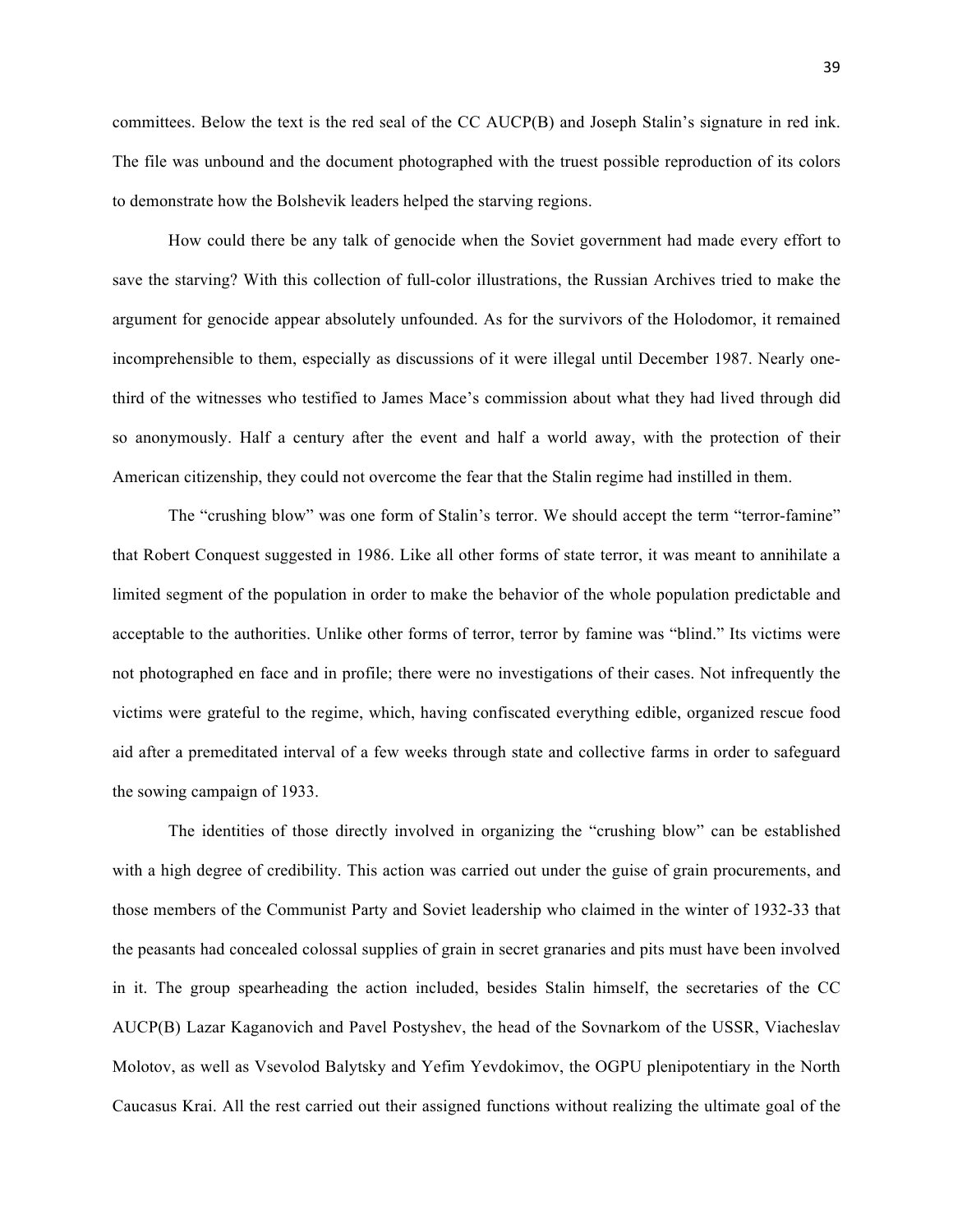committees. Below the text is the red seal of the CC AUCP(B) and Joseph Stalin's signature in red ink. The file was unbound and the document photographed with the truest possible reproduction of its colors to demonstrate how the Bolshevik leaders helped the starving regions.

How could there be any talk of genocide when the Soviet government had made every effort to save the starving? With this collection of full-color illustrations, the Russian Archives tried to make the argument for genocide appear absolutely unfounded. As for the survivors of the Holodomor, it remained incomprehensible to them, especially as discussions of it were illegal until December 1987. Nearly one-third of the witnesses who testified to James Mace's commission about what they had lived through did so anonymously. Half a century after the event and half a world away, with the protection of their American citizenship, they could not overcome the fear that the Stalin regime had instilled in them.

The "crushing blow" was one form of Stalin's terror. We should accept the term "terror-famine" that Robert Conquest suggested in 1986. Like all other forms of state terror, it was meant to annihilate a limited segment of the population in order to make the behavior of the whole population predictable and acceptable to the authorities. Unlike other forms of terror, terror by famine was "blind." Its victims were not photographed en face and in profile; there were no investigations of their cases. Not infrequently the victims were grateful to the regime, which, having confiscated everything edible, organized rescue food aid after a premeditated interval of a few weeks through state and collective farms in order to safeguard the sowing campaign of 1933.

The identities of those directly involved in organizing the "crushing blow" can be established with a high degree of credibility. This action was carried out under the guise of grain procurements, and those members of the Communist Party and Soviet leadership who claimed in the winter of 1932-33 that the peasants had concealed colossal supplies of grain in secret granaries and pits must have been involved in it. The group spearheading the action included, besides Stalin himself, the secretaries of the CC AUCP(B) Lazar Kaganovich and Pavel Postyshev, the head of the Sovnarkom of the USSR, Viacheslav Molotov, as well as Vsevolod Balytsky and Yefim Yevdokimov, the OGPU plenipotentiary in the North Caucasus Krai. All the rest carried out their assigned functions without realizing the ultimate goal of the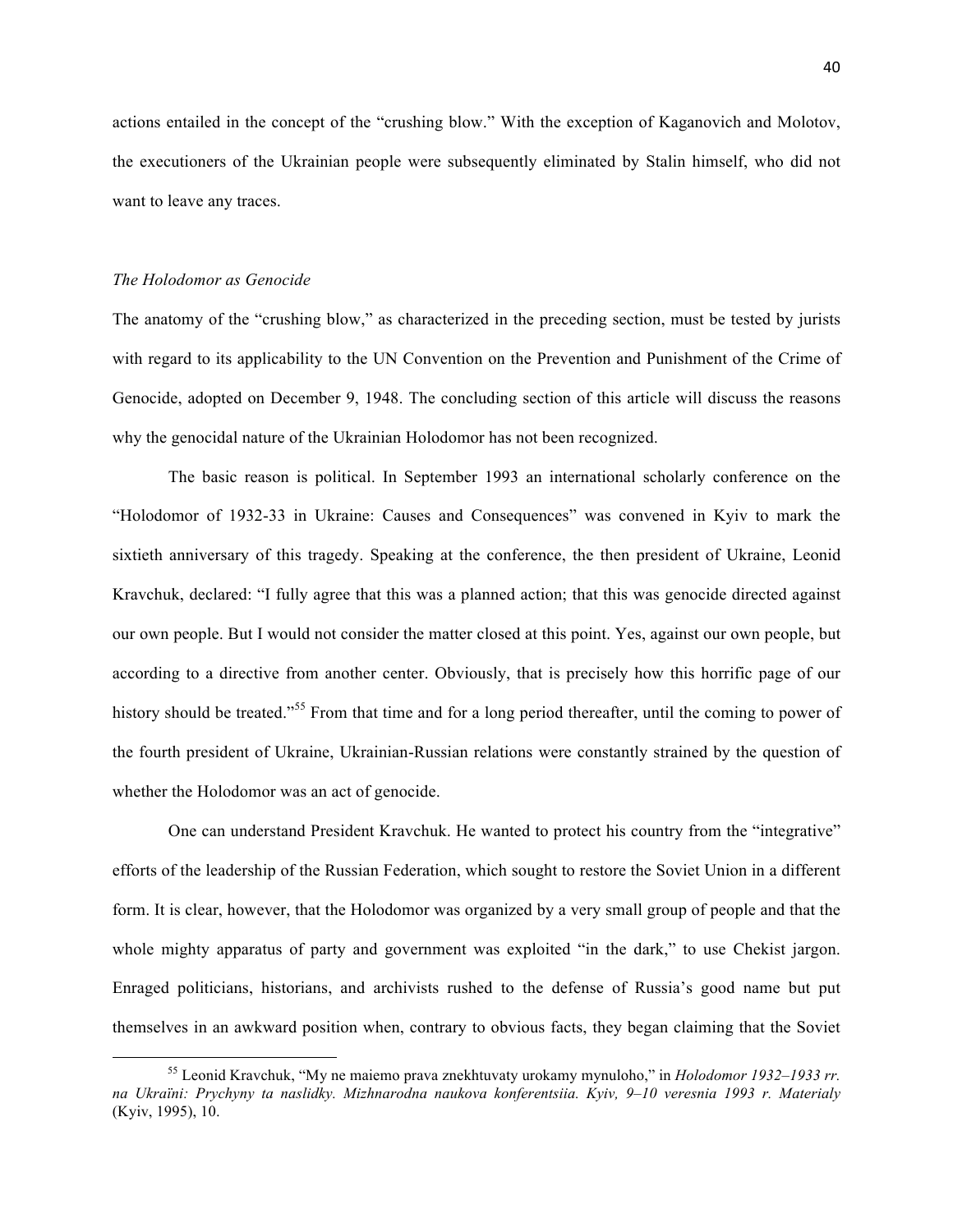actions entailed in the concept of the "crushing blow." With the exception of Kaganovich and Molotov, the executioners of the Ukrainian people were subsequently eliminated by Stalin himself, who did not want to leave any traces.

### *The Holodomor as Genocide*

The anatomy of the "crushing blow," as characterized in the preceding section, must be tested by jurists with regard to its applicability to the UN Convention on the Prevention and Punishment of the Crime of Genocide, adopted on December 9, 1948. The concluding section of this article will discuss the reasons why the genocidal nature of the Ukrainian Holodomor has not been recognized.

The basic reason is political. In September 1993 an international scholarly conference on the "Holodomor of 1932-33 in Ukraine: Causes and Consequences" was convened in Kyiv to mark the sixtieth anniversary of this tragedy. Speaking at the conference, the then president of Ukraine, Leonid Kravchuk, declared: "I fully agree that this was a planned action; that this was genocide directed against our own people. But I would not consider the matter closed at this point. Yes, against our own people, but according to a directive from another center. Obviously, that is precisely how this horrific page of our history should be treated."[55] From that time and for a long period thereafter, until the coming to power of the fourth president of Ukraine, Ukrainian-Russian relations were constantly strained by the question of whether the Holodomor was an act of genocide.

One can understand President Kravchuk. He wanted to protect his country from the "integrative" efforts of the leadership of the Russian Federation, which sought to restore the Soviet Union in a different form. It is clear, however, that the Holodomor was organized by a very small group of people and that the whole mighty apparatus of party and government was exploited "in the dark," to use Chekist jargon. Enraged politicians, historians, and archivists rushed to the defense of Russia's good name but put themselves in an awkward position when, contrary to obvious facts, they began claiming that the Soviet

---

[55] Leonid Kravchuk, "My ne maiemo prava znekhtuvaty urokamy mynuloho," in *Holodomor 1932–1933 rr. na Ukraïni: Prychyny ta naslidky. Mizhnarodna naukova konferentsiia. Kyiv, 9–10 veresnia 1993 r. Materialy* (Kyiv, 1995), 10.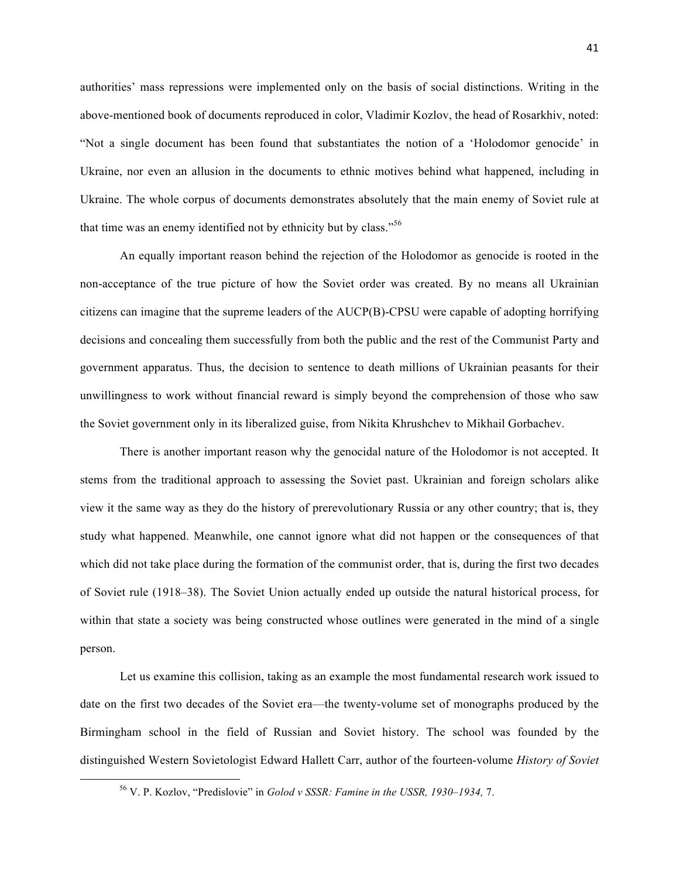authorities' mass repressions were implemented only on the basis of social distinctions. Writing in the above-mentioned book of documents reproduced in color, Vladimir Kozlov, the head of Rosarkhiv, noted: "Not a single document has been found that substantiates the notion of a 'Holodomor genocide' in Ukraine, nor even an allusion in the documents to ethnic motives behind what happened, including in Ukraine. The whole corpus of documents demonstrates absolutely that the main enemy of Soviet rule at that time was an enemy identified not by ethnicity but by class."[56]

An equally important reason behind the rejection of the Holodomor as genocide is rooted in the non-acceptance of the true picture of how the Soviet order was created. By no means all Ukrainian citizens can imagine that the supreme leaders of the AUCP(B)-CPSU were capable of adopting horrifying decisions and concealing them successfully from both the public and the rest of the Communist Party and government apparatus. Thus, the decision to sentence to death millions of Ukrainian peasants for their unwillingness to work without financial reward is simply beyond the comprehension of those who saw the Soviet government only in its liberalized guise, from Nikita Khrushchev to Mikhail Gorbachev.

There is another important reason why the genocidal nature of the Holodomor is not accepted. It stems from the traditional approach to assessing the Soviet past. Ukrainian and foreign scholars alike view it the same way as they do the history of prerevolutionary Russia or any other country; that is, they study what happened. Meanwhile, one cannot ignore what did not happen or the consequences of that which did not take place during the formation of the communist order, that is, during the first two decades of Soviet rule (1918–38). The Soviet Union actually ended up outside the natural historical process, for within that state a society was being constructed whose outlines were generated in the mind of a single person.

Let us examine this collision, taking as an example the most fundamental research work issued to date on the first two decades of the Soviet era—the twenty-volume set of monographs produced by the Birmingham school in the field of Russian and Soviet history. The school was founded by the distinguished Western Sovietologist Edward Hallett Carr, author of the fourteen-volume *History of Soviet*

---

[56] V. P. Kozlov, "Predislovie" in *Golod v SSSR: Famine in the USSR, 1930–1934,* 7.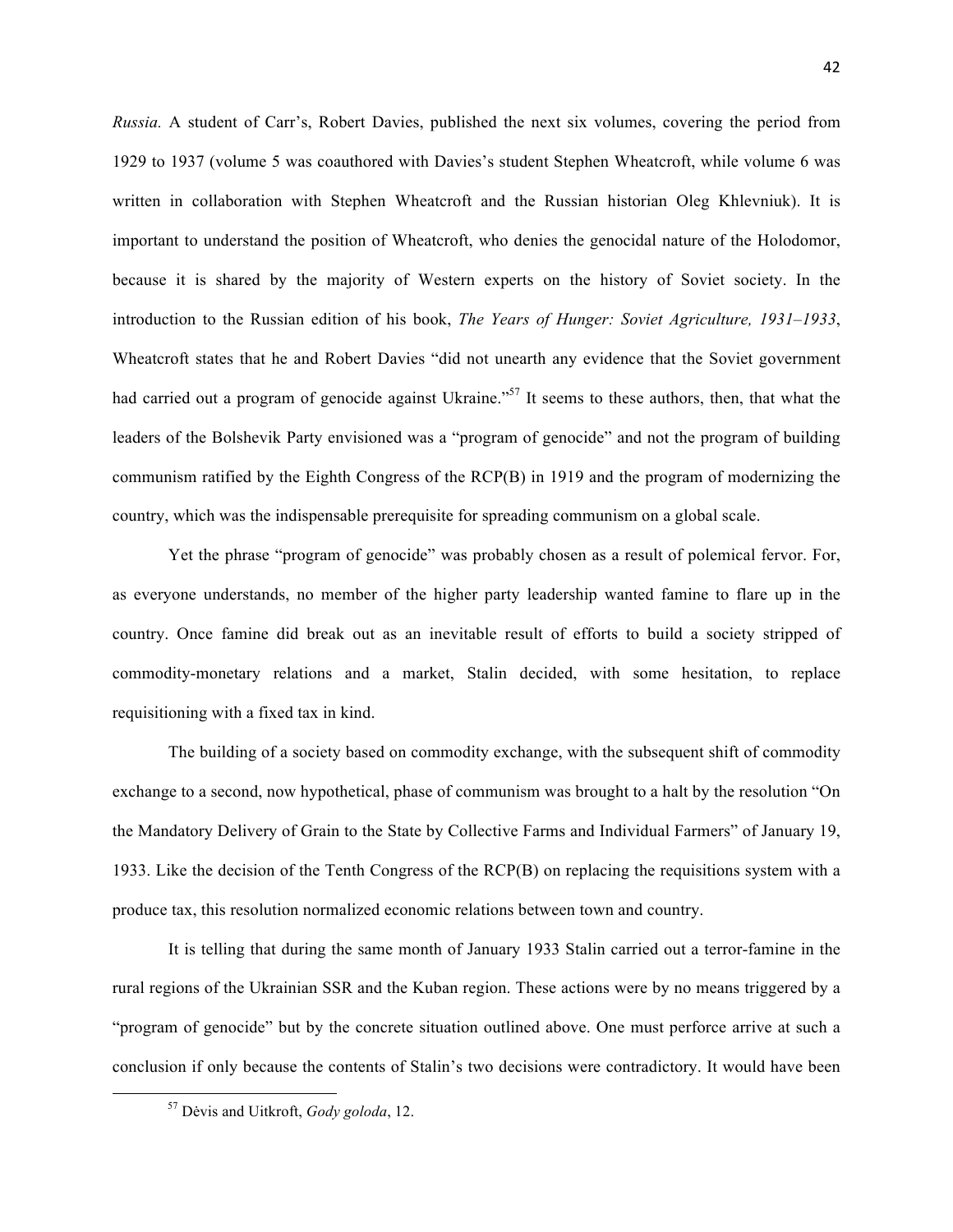*Russia.* A student of Carr's, Robert Davies, published the next six volumes, covering the period from 1929 to 1937 (volume 5 was coauthored with Davies's student Stephen Wheatcroft, while volume 6 was written in collaboration with Stephen Wheatcroft and the Russian historian Oleg Khlevniuk). It is important to understand the position of Wheatcroft, who denies the genocidal nature of the Holodomor, because it is shared by the majority of Western experts on the history of Soviet society. In the introduction to the Russian edition of his book, *The Years of Hunger: Soviet Agriculture, 1931–1933*, Wheatcroft states that he and Robert Davies "did not unearth any evidence that the Soviet government had carried out a program of genocide against Ukraine."[57] It seems to these authors, then, that what the leaders of the Bolshevik Party envisioned was a "program of genocide" and not the program of building communism ratified by the Eighth Congress of the RCP(B) in 1919 and the program of modernizing the country, which was the indispensable prerequisite for spreading communism on a global scale.

Yet the phrase "program of genocide" was probably chosen as a result of polemical fervor. For, as everyone understands, no member of the higher party leadership wanted famine to flare up in the country. Once famine did break out as an inevitable result of efforts to build a society stripped of commodity-monetary relations and a market, Stalin decided, with some hesitation, to replace requisitioning with a fixed tax in kind.

The building of a society based on commodity exchange, with the subsequent shift of commodity exchange to a second, now hypothetical, phase of communism was brought to a halt by the resolution "On the Mandatory Delivery of Grain to the State by Collective Farms and Individual Farmers" of January 19, 1933. Like the decision of the Tenth Congress of the RCP(B) on replacing the requisitions system with a produce tax, this resolution normalized economic relations between town and country.

It is telling that during the same month of January 1933 Stalin carried out a terror-famine in the rural regions of the Ukrainian SSR and the Kuban region. These actions were by no means triggered by a "program of genocide" but by the concrete situation outlined above. One must perforce arrive at such a conclusion if only because the contents of Stalin's two decisions were contradictory. It would have been

[57] Dėvis and Uitkroft, *Gody goloda*, 12.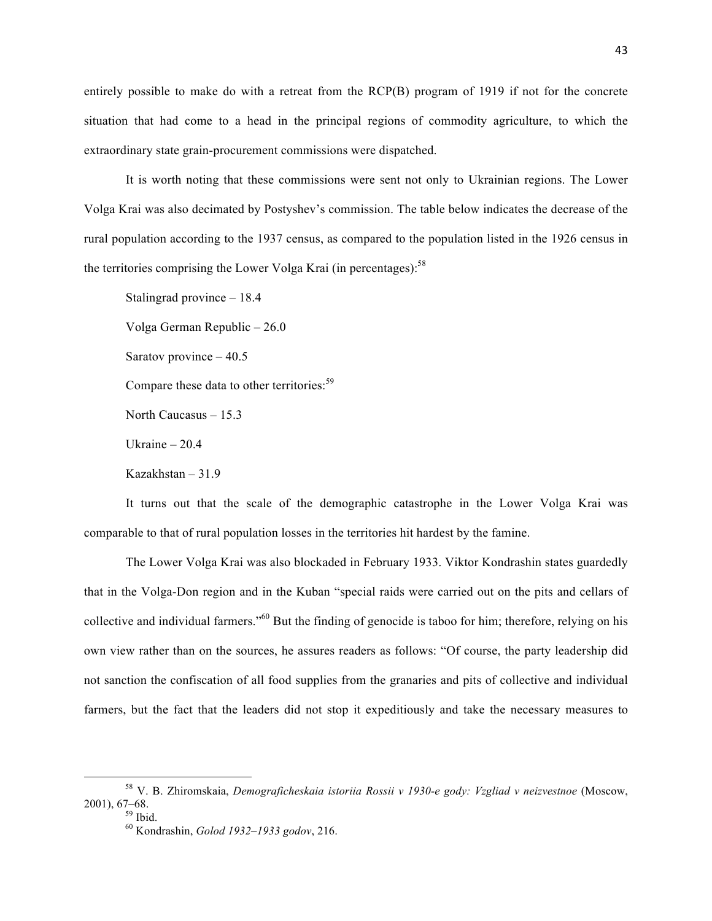entirely possible to make do with a retreat from the RCP(B) program of 1919 if not for the concrete situation that had come to a head in the principal regions of commodity agriculture, to which the extraordinary state grain-procurement commissions were dispatched.

It is worth noting that these commissions were sent not only to Ukrainian regions. The Lower Volga Krai was also decimated by Postyshev's commission. The table below indicates the decrease of the rural population according to the 1937 census, as compared to the population listed in the 1926 census in the territories comprising the Lower Volga Krai (in percentages):[58]

Stalingrad province – 18.4

Volga German Republic – 26.0

Saratov province – 40.5

Compare these data to other territories:[59]

North Caucasus – 15.3

Ukraine – 20.4

Kazakhstan – 31.9

It turns out that the scale of the demographic catastrophe in the Lower Volga Krai was comparable to that of rural population losses in the territories hit hardest by the famine.

The Lower Volga Krai was also blockaded in February 1933. Viktor Kondrashin states guardedly that in the Volga-Don region and in the Kuban "special raids were carried out on the pits and cellars of collective and individual farmers."[60] But the finding of genocide is taboo for him; therefore, relying on his own view rather than on the sources, he assures readers as follows: "Of course, the party leadership did not sanction the confiscation of all food supplies from the granaries and pits of collective and individual farmers, but the fact that the leaders did not stop it expeditiously and take the necessary measures to

---

[58] V. B. Zhiromskaia, *Demograficheskaia istoriia Rossii v 1930-e gody: Vzgliad v neizvestnoe* (Moscow, 2001), 67–68.

[59] Ibid.

[60] Kondrashin, *Golod 1932–1933 godov*, 216.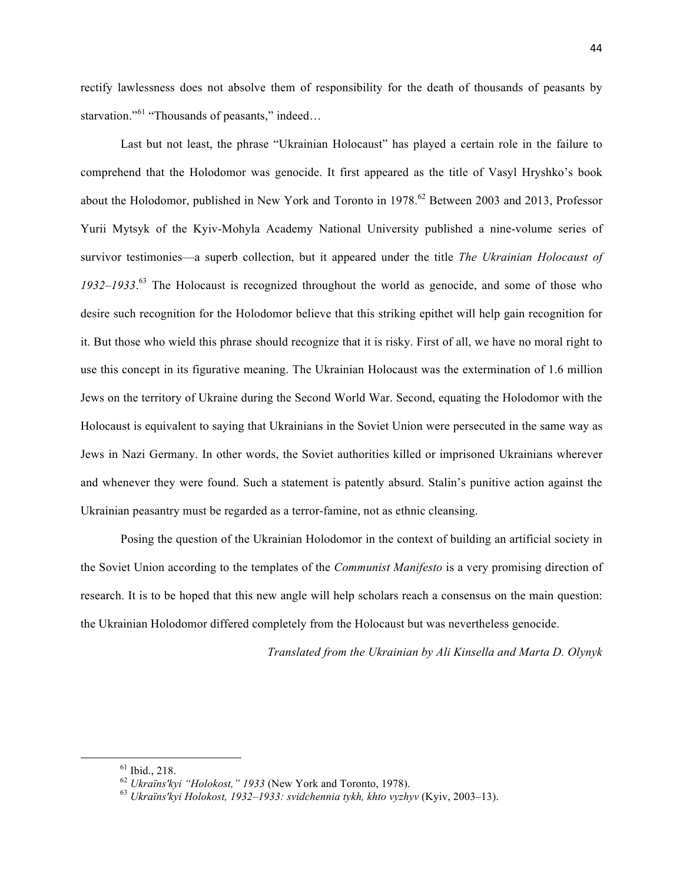rectify lawlessness does not absolve them of responsibility for the death of thousands of peasants by starvation."[61] "Thousands of peasants," indeed…

Last but not least, the phrase "Ukrainian Holocaust" has played a certain role in the failure to comprehend that the Holodomor was genocide. It first appeared as the title of Vasyl Hryshko's book about the Holodomor, published in New York and Toronto in 1978.[62] Between 2003 and 2013, Professor Yurii Mytsyk of the Kyiv-Mohyla Academy National University published a nine-volume series of survivor testimonies—a superb collection, but it appeared under the title *The Ukrainian Holocaust of 1932–1933*.[63] The Holocaust is recognized throughout the world as genocide, and some of those who desire such recognition for the Holodomor believe that this striking epithet will help gain recognition for it. But those who wield this phrase should recognize that it is risky. First of all, we have no moral right to use this concept in its figurative meaning. The Ukrainian Holocaust was the extermination of 1.6 million Jews on the territory of Ukraine during the Second World War. Second, equating the Holodomor with the Holocaust is equivalent to saying that Ukrainians in the Soviet Union were persecuted in the same way as Jews in Nazi Germany. In other words, the Soviet authorities killed or imprisoned Ukrainians wherever and whenever they were found. Such a statement is patently absurd. Stalin's punitive action against the Ukrainian peasantry must be regarded as a terror-famine, not as ethnic cleansing.

Posing the question of the Ukrainian Holodomor in the context of building an artificial society in the Soviet Union according to the templates of the *Communist Manifesto* is a very promising direction of research. It is to be hoped that this new angle will help scholars reach a consensus on the main question: the Ukrainian Holodomor differed completely from the Holocaust but was nevertheless genocide.

*Translated from the Ukrainian by Ali Kinsella and Marta D. Olynyk*

---

[61] Ibid., 218.

[62] *Ukraïns'kyi "Holokost," 1933* (New York and Toronto, 1978).

[63] *Ukraïns'kyi Holokost, 1932–1933: svidchennia tykh, khto vyzhyv* (Kyiv, 2003–13).